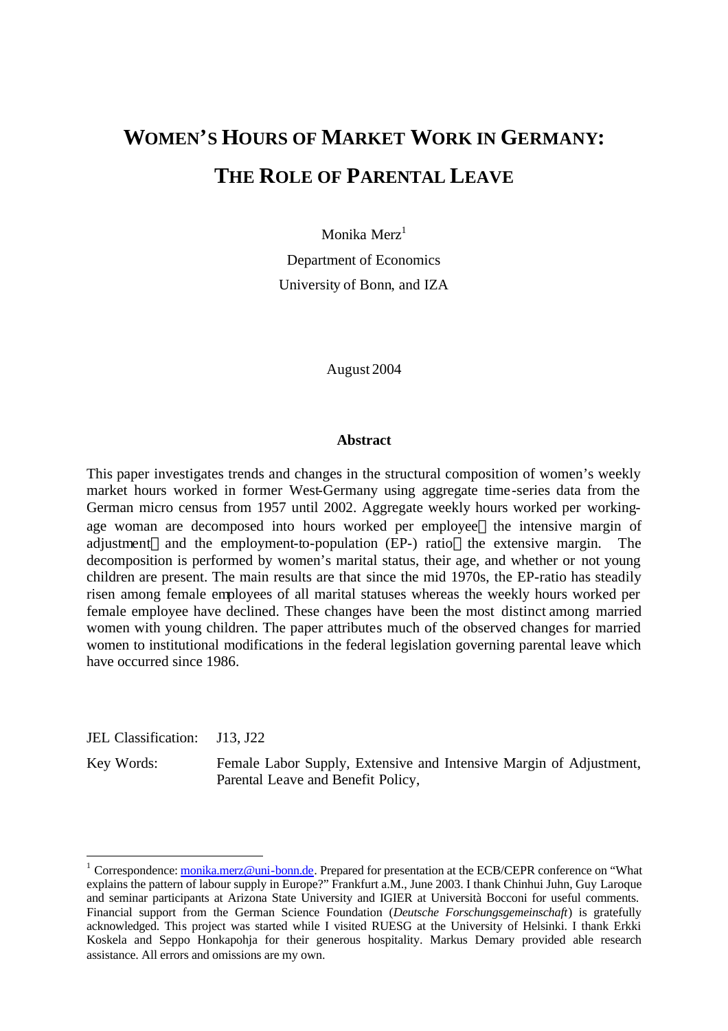# WOMEN'S HOURS OF MARKET WORK IN GERMANY: THE ROLE OF PARENTAL LEAVE

Monika Merz[1]

Department of Economics

University of Bonn, and IZA

August 2004

## Abstract

This paper investigates trends and changes in the structural composition of women's weekly market hours worked in former West-Germany using aggregate time-series data from the German micro census from 1957 until 2002. Aggregate weekly hours worked per working-age woman are decomposed into hours worked per employee — the intensive margin of adjustment — and the employment-to-population (EP-) ratio — the extensive margin. The decomposition is performed by women's marital status, their age, and whether or not young children are present. The main results are that since the mid 1970s, the EP-ratio has steadily risen among female employees of all marital statuses whereas the weekly hours worked per female employee have declined. These changes have been the most distinct among married women with young children. The paper attributes much of the observed changes for married women to institutional modifications in the federal legislation governing parental leave which have occurred since 1986.

JEL Classification: J13, J22

Key Words: Female Labor Supply, Extensive and Intensive Margin of Adjustment, Parental Leave and Benefit Policy,

---

[1] Correspondence: monika.merz@uni-bonn.de. Prepared for presentation at the ECB/CEPR conference on "What explains the pattern of labour supply in Europe?" Frankfurt a.M., June 2003. I thank Chinhui Juhn, Guy Laroque and seminar participants at Arizona State University and IGIER at Università Bocconi for useful comments. Financial support from the German Science Foundation (*Deutsche Forschungsgemeinschaft*) is gratefully acknowledged. This project was started while I visited RUESG at the University of Helsinki. I thank Erkki Koskela and Seppo Honkapohja for their generous hospitality. Markus Demary provided able research assistance. All errors and omissions are my own.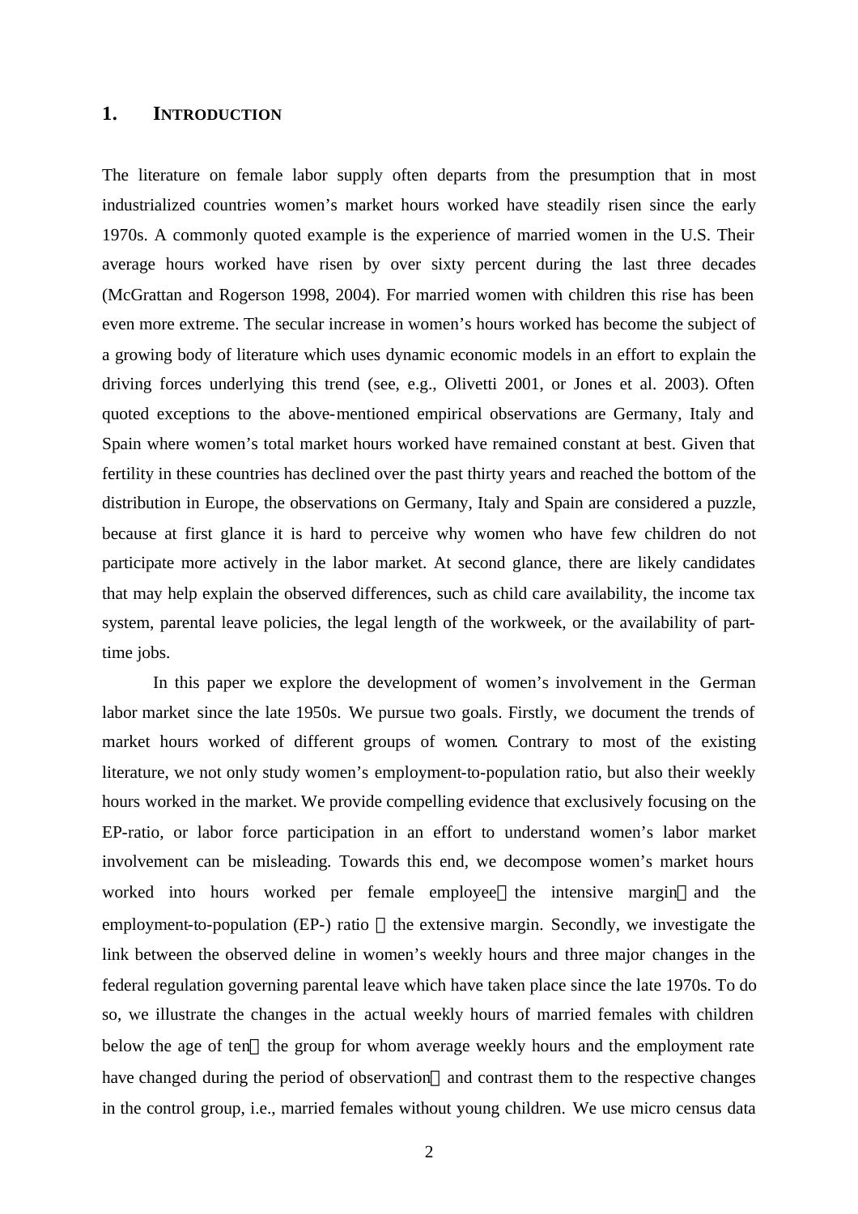## 1. INTRODUCTION

The literature on female labor supply often departs from the presumption that in most industrialized countries women's market hours worked have steadily risen since the early 1970s. A commonly quoted example is the experience of married women in the U.S. Their average hours worked have risen by over sixty percent during the last three decades (McGrattan and Rogerson 1998, 2004). For married women with children this rise has been even more extreme. The secular increase in women's hours worked has become the subject of a growing body of literature which uses dynamic economic models in an effort to explain the driving forces underlying this trend (see, e.g., Olivetti 2001, or Jones et al. 2003). Often quoted exceptions to the above-mentioned empirical observations are Germany, Italy and Spain where women's total market hours worked have remained constant at best. Given that fertility in these countries has declined over the past thirty years and reached the bottom of the distribution in Europe, the observations on Germany, Italy and Spain are considered a puzzle, because at first glance it is hard to perceive why women who have few children do not participate more actively in the labor market. At second glance, there are likely candidates that may help explain the observed differences, such as child care availability, the income tax system, parental leave policies, the legal length of the workweek, or the availability of part-time jobs.

In this paper we explore the development of women's involvement in the German labor market since the late 1950s. We pursue two goals. Firstly, we document the trends of market hours worked of different groups of women. Contrary to most of the existing literature, we not only study women's employment-to-population ratio, but also their weekly hours worked in the market. We provide compelling evidence that exclusively focusing on the EP-ratio, or labor force participation in an effort to understand women's labor market involvement can be misleading. Towards this end, we decompose women's market hours worked into hours worked per female employee — the intensive margin — and the employment-to-population (EP-) ratio — the extensive margin. Secondly, we investigate the link between the observed deline in women's weekly hours and three major changes in the federal regulation governing parental leave which have taken place since the late 1970s. To do so, we illustrate the changes in the actual weekly hours of married females with children below the age of ten — the group for whom average weekly hours and the employment rate have changed during the period of observation — and contrast them to the respective changes in the control group, i.e., married females without young children. We use micro census data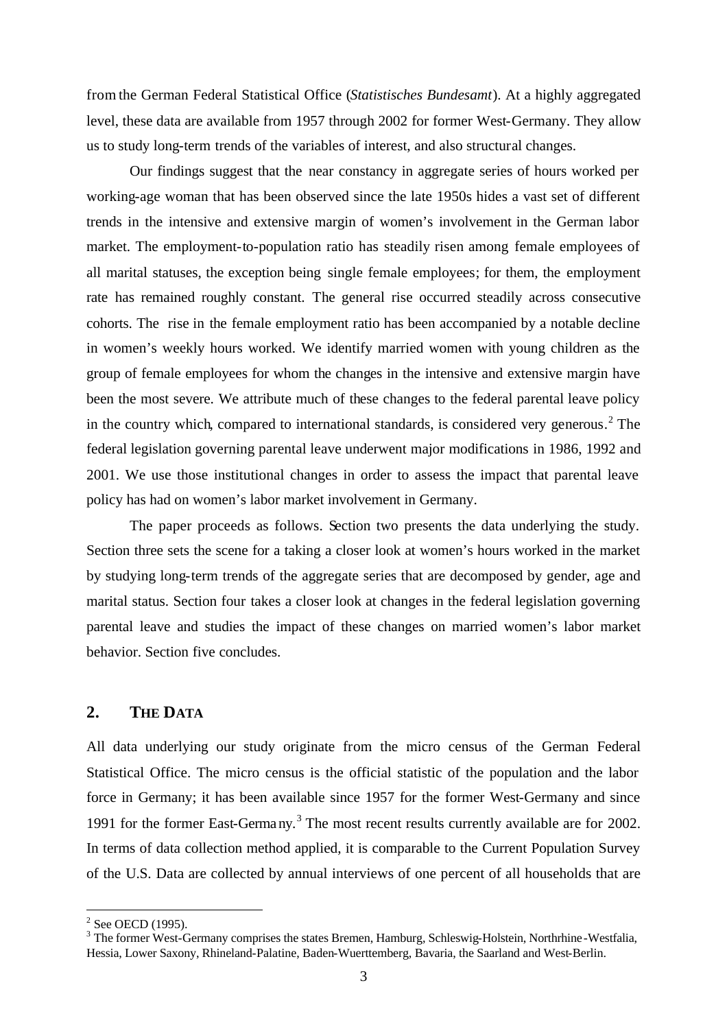from the German Federal Statistical Office (*Statistisches Bundesamt*). At a highly aggregated level, these data are available from 1957 through 2002 for former West-Germany. They allow us to study long-term trends of the variables of interest, and also structural changes.

Our findings suggest that the near constancy in aggregate series of hours worked per working-age woman that has been observed since the late 1950s hides a vast set of different trends in the intensive and extensive margin of women's involvement in the German labor market. The employment-to-population ratio has steadily risen among female employees of all marital statuses, the exception being single female employees; for them, the employment rate has remained roughly constant. The general rise occurred steadily across consecutive cohorts. The rise in the female employment ratio has been accompanied by a notable decline in women's weekly hours worked. We identify married women with young children as the group of female employees for whom the changes in the intensive and extensive margin have been the most severe. We attribute much of these changes to the federal parental leave policy in the country which, compared to international standards, is considered very generous.[2] The federal legislation governing parental leave underwent major modifications in 1986, 1992 and 2001. We use those institutional changes in order to assess the impact that parental leave policy has had on women's labor market involvement in Germany.

The paper proceeds as follows. Section two presents the data underlying the study. Section three sets the scene for a taking a closer look at women's hours worked in the market by studying long-term trends of the aggregate series that are decomposed by gender, age and marital status. Section four takes a closer look at changes in the federal legislation governing parental leave and studies the impact of these changes on married women's labor market behavior. Section five concludes.

## 2. THE DATA

All data underlying our study originate from the micro census of the German Federal Statistical Office. The micro census is the official statistic of the population and the labor force in Germany; it has been available since 1957 for the former West-Germany and since 1991 for the former East-Germany.[3] The most recent results currently available are for 2002. In terms of data collection method applied, it is comparable to the Current Population Survey of the U.S. Data are collected by annual interviews of one percent of all households that are

[2] See OECD (1995).

[3] The former West-Germany comprises the states Bremen, Hamburg, Schleswig-Holstein, Northrhine-Westfalia, Hessia, Lower Saxony, Rhineland-Palatine, Baden-Wuerttemberg, Bavaria, the Saarland and West-Berlin.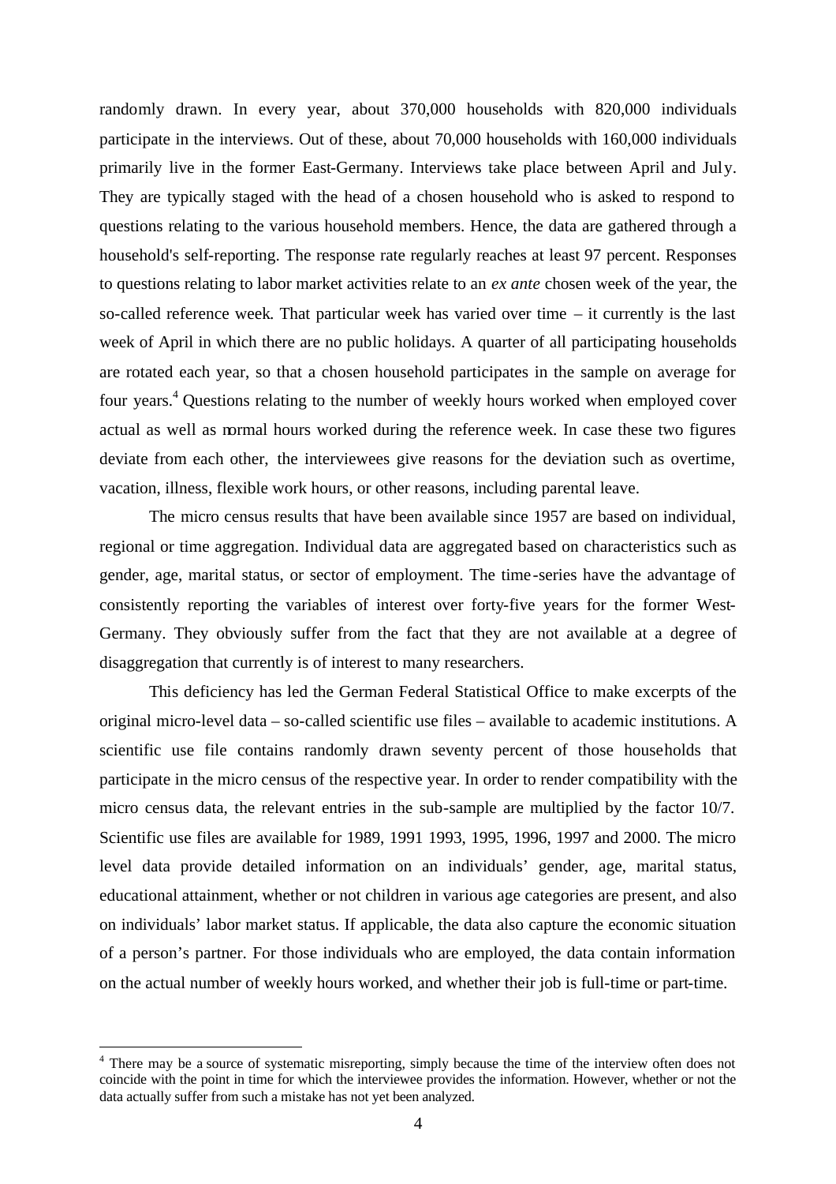randomly drawn. In every year, about 370,000 households with 820,000 individuals participate in the interviews. Out of these, about 70,000 households with 160,000 individuals primarily live in the former East-Germany. Interviews take place between April and July. They are typically staged with the head of a chosen household who is asked to respond to questions relating to the various household members. Hence, the data are gathered through a household's self-reporting. The response rate regularly reaches at least 97 percent. Responses to questions relating to labor market activities relate to an *ex ante* chosen week of the year, the so-called reference week. That particular week has varied over time – it currently is the last week of April in which there are no public holidays. A quarter of all participating households are rotated each year, so that a chosen household participates in the sample on average for four years.[4] Questions relating to the number of weekly hours worked when employed cover actual as well as normal hours worked during the reference week. In case these two figures deviate from each other, the interviewees give reasons for the deviation such as overtime, vacation, illness, flexible work hours, or other reasons, including parental leave.

The micro census results that have been available since 1957 are based on individual, regional or time aggregation. Individual data are aggregated based on characteristics such as gender, age, marital status, or sector of employment. The time-series have the advantage of consistently reporting the variables of interest over forty-five years for the former West-Germany. They obviously suffer from the fact that they are not available at a degree of disaggregation that currently is of interest to many researchers.

This deficiency has led the German Federal Statistical Office to make excerpts of the original micro-level data – so-called scientific use files – available to academic institutions. A scientific use file contains randomly drawn seventy percent of those households that participate in the micro census of the respective year. In order to render compatibility with the micro census data, the relevant entries in the sub-sample are multiplied by the factor 10/7. Scientific use files are available for 1989, 1991 1993, 1995, 1996, 1997 and 2000. The micro level data provide detailed information on an individuals' gender, age, marital status, educational attainment, whether or not children in various age categories are present, and also on individuals' labor market status. If applicable, the data also capture the economic situation of a person's partner. For those individuals who are employed, the data contain information on the actual number of weekly hours worked, and whether their job is full-time or part-time.

[4] There may be a source of systematic misreporting, simply because the time of the interview often does not coincide with the point in time for which the interviewee provides the information. However, whether or not the data actually suffer from such a mistake has not yet been analyzed.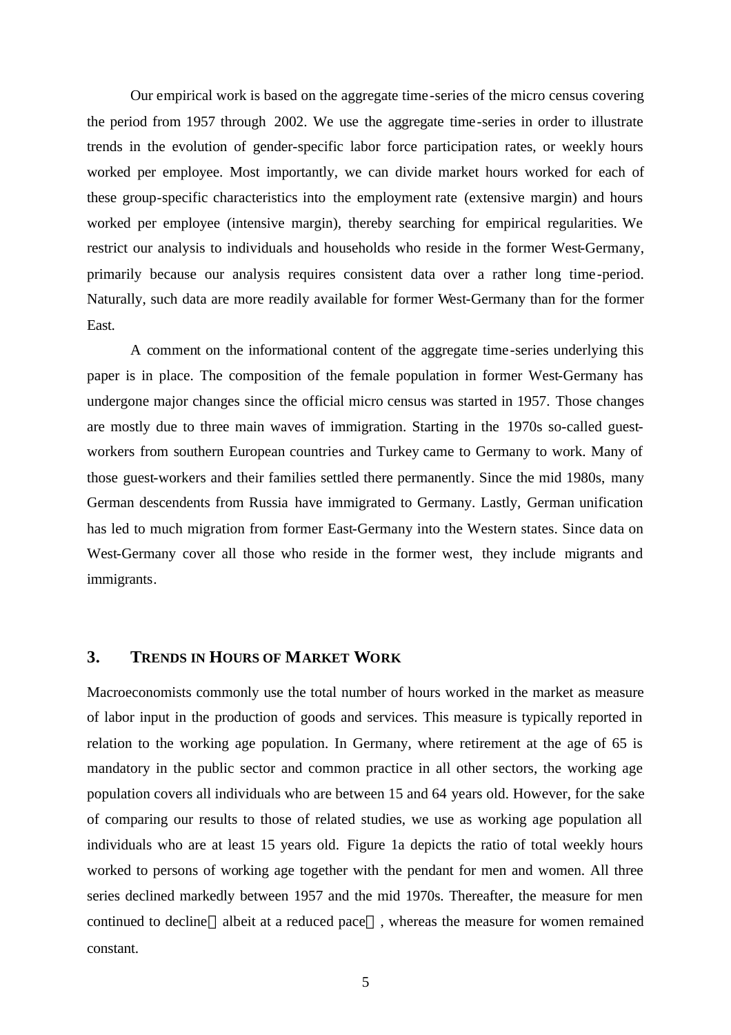Our empirical work is based on the aggregate time-series of the micro census covering the period from 1957 through 2002. We use the aggregate time-series in order to illustrate trends in the evolution of gender-specific labor force participation rates, or weekly hours worked per employee. Most importantly, we can divide market hours worked for each of these group-specific characteristics into the employment rate (extensive margin) and hours worked per employee (intensive margin), thereby searching for empirical regularities. We restrict our analysis to individuals and households who reside in the former West-Germany, primarily because our analysis requires consistent data over a rather long time-period. Naturally, such data are more readily available for former West-Germany than for the former East.

A comment on the informational content of the aggregate time-series underlying this paper is in place. The composition of the female population in former West-Germany has undergone major changes since the official micro census was started in 1957. Those changes are mostly due to three main waves of immigration. Starting in the 1970s so-called guest-workers from southern European countries and Turkey came to Germany to work. Many of those guest-workers and their families settled there permanently. Since the mid 1980s, many German descendents from Russia have immigrated to Germany. Lastly, German unification has led to much migration from former East-Germany into the Western states. Since data on West-Germany cover all those who reside in the former west, they include migrants and immigrants.

## 3. TRENDS IN HOURS OF MARKET WORK

Macroeconomists commonly use the total number of hours worked in the market as measure of labor input in the production of goods and services. This measure is typically reported in relation to the working age population. In Germany, where retirement at the age of 65 is mandatory in the public sector and common practice in all other sectors, the working age population covers all individuals who are between 15 and 64 years old. However, for the sake of comparing our results to those of related studies, we use as working age population all individuals who are at least 15 years old. Figure 1a depicts the ratio of total weekly hours worked to persons of working age together with the pendant for men and women. All three series declined markedly between 1957 and the mid 1970s. Thereafter, the measure for men continued to decline — albeit at a reduced pace — , whereas the measure for women remained constant.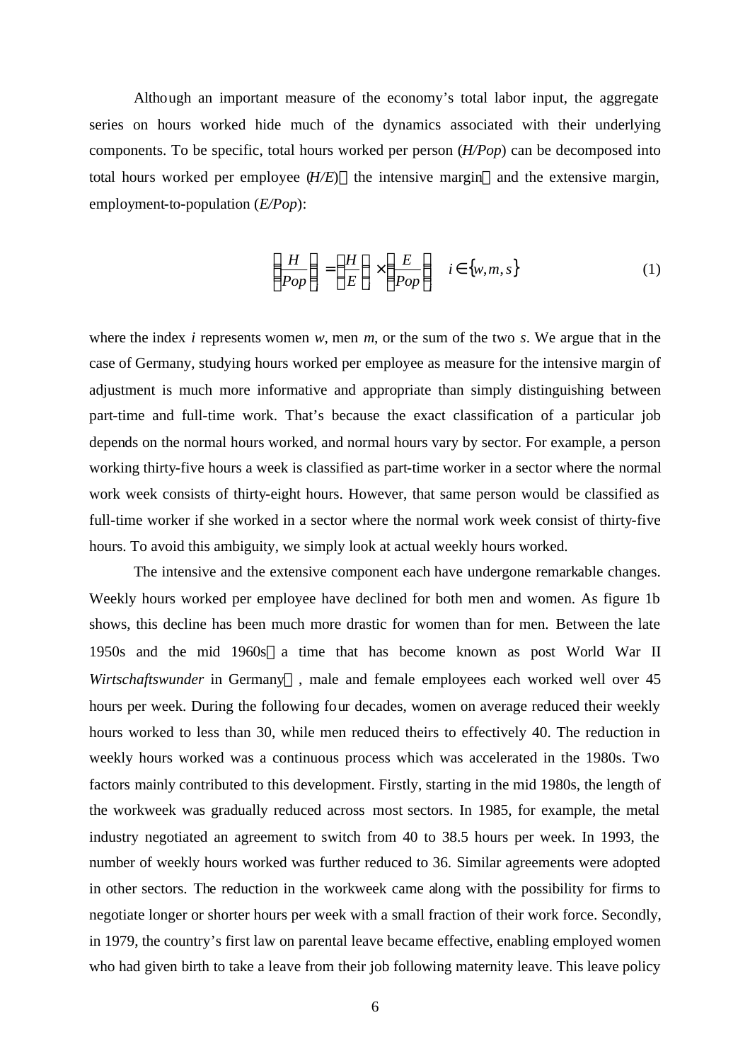Although an important measure of the economy's total labor input, the aggregate series on hours worked hide much of the dynamics associated with their underlying components. To be specific, total hours worked per person (*H/Pop*) can be decomposed into total hours worked per employee (*H/E*) — the intensive margin — and the extensive margin, employment-to-population (*E/Pop*):

$$\left(\frac{H}{Pop}\right)_i = \left(\frac{H}{E}\right)_i \times \left(\frac{E}{Pop}\right)_i \quad i \in \{w, m, s\} \tag{1}$$

where the index $i$ represents women $w$, men $m$, or the sum of the two $s$. We argue that in the case of Germany, studying hours worked per employee as measure for the intensive margin of adjustment is much more informative and appropriate than simply distinguishing between part-time and full-time work. That's because the exact classification of a particular job depends on the normal hours worked, and normal hours vary by sector. For example, a person working thirty-five hours a week is classified as part-time worker in a sector where the normal work week consists of thirty-eight hours. However, that same person would be classified as full-time worker if she worked in a sector where the normal work week consist of thirty-five hours. To avoid this ambiguity, we simply look at actual weekly hours worked.

The intensive and the extensive component each have undergone remarkable changes. Weekly hours worked per employee have declined for both men and women. As figure 1b shows, this decline has been much more drastic for women than for men. Between the late 1950s and the mid 1960s — a time that has become known as post World War II *Wirtschaftswunder* in Germany — , male and female employees each worked well over 45 hours per week. During the following four decades, women on average reduced their weekly hours worked to less than 30, while men reduced theirs to effectively 40. The reduction in weekly hours worked was a continuous process which was accelerated in the 1980s. Two factors mainly contributed to this development. Firstly, starting in the mid 1980s, the length of the workweek was gradually reduced across most sectors. In 1985, for example, the metal industry negotiated an agreement to switch from 40 to 38.5 hours per week. In 1993, the number of weekly hours worked was further reduced to 36. Similar agreements were adopted in other sectors. The reduction in the workweek came along with the possibility for firms to negotiate longer or shorter hours per week with a small fraction of their work force. Secondly, in 1979, the country's first law on parental leave became effective, enabling employed women who had given birth to take a leave from their job following maternity leave. This leave policy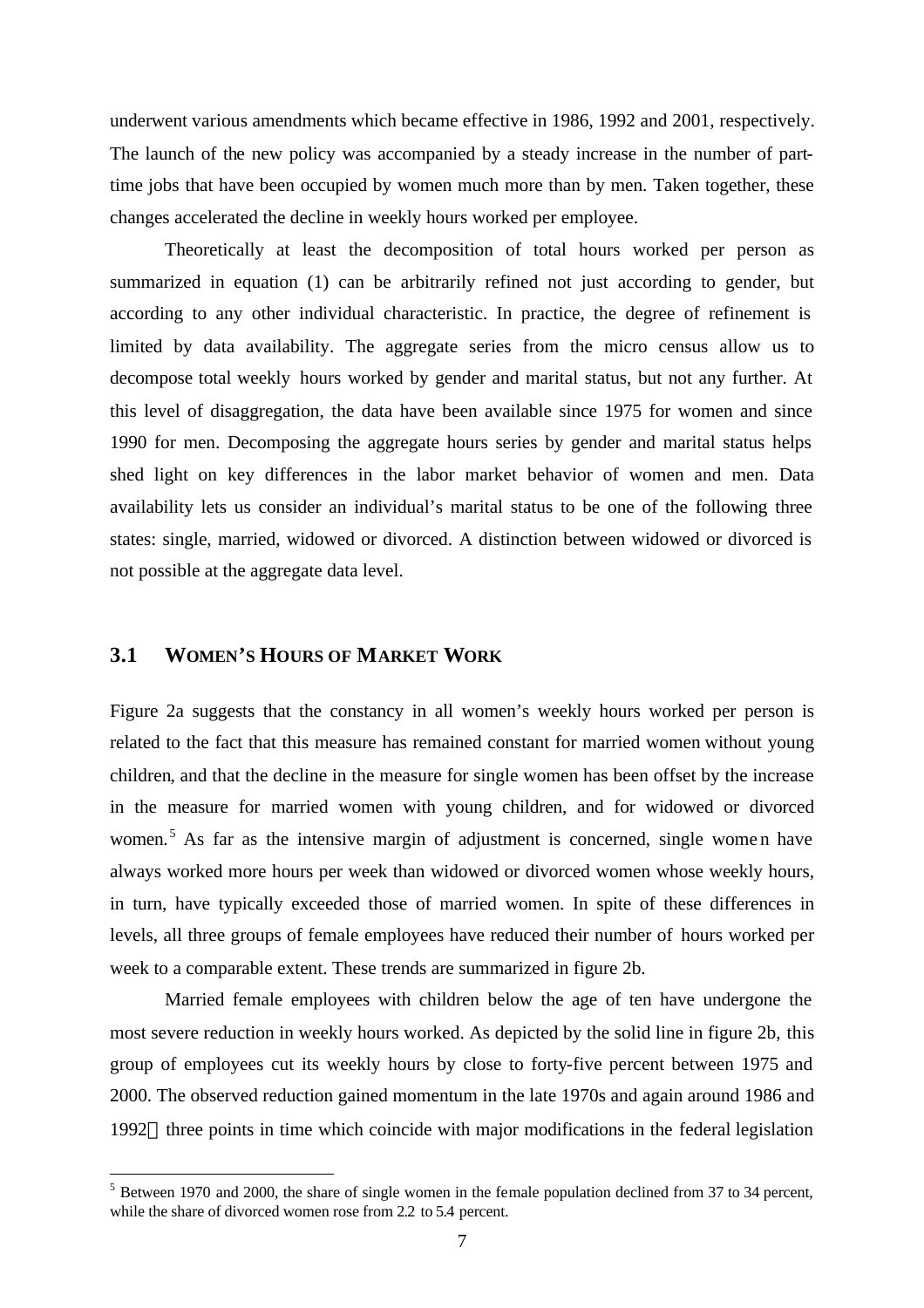underwent various amendments which became effective in 1986, 1992 and 2001, respectively. The launch of the new policy was accompanied by a steady increase in the number of part-time jobs that have been occupied by women much more than by men. Taken together, these changes accelerated the decline in weekly hours worked per employee.

Theoretically at least the decomposition of total hours worked per person as summarized in equation (1) can be arbitrarily refined not just according to gender, but according to any other individual characteristic. In practice, the degree of refinement is limited by data availability. The aggregate series from the micro census allow us to decompose total weekly hours worked by gender and marital status, but not any further. At this level of disaggregation, the data have been available since 1975 for women and since 1990 for men. Decomposing the aggregate hours series by gender and marital status helps shed light on key differences in the labor market behavior of women and men. Data availability lets us consider an individual's marital status to be one of the following three states: single, married, widowed or divorced. A distinction between widowed or divorced is not possible at the aggregate data level.

## 3.1 WOMEN'S HOURS OF MARKET WORK

Figure 2a suggests that the constancy in all women's weekly hours worked per person is related to the fact that this measure has remained constant for married women without young children, and that the decline in the measure for single women has been offset by the increase in the measure for married women with young children, and for widowed or divorced women.[5] As far as the intensive margin of adjustment is concerned, single women have always worked more hours per week than widowed or divorced women whose weekly hours, in turn, have typically exceeded those of married women. In spite of these differences in levels, all three groups of female employees have reduced their number of hours worked per week to a comparable extent. These trends are summarized in figure 2b.

Married female employees with children below the age of ten have undergone the most severe reduction in weekly hours worked. As depicted by the solid line in figure 2b, this group of employees cut its weekly hours by close to forty-five percent between 1975 and 2000. The observed reduction gained momentum in the late 1970s and again around 1986 and 1992 — three points in time which coincide with major modifications in the federal legislation

[5] Between 1970 and 2000, the share of single women in the female population declined from 37 to 34 percent, while the share of divorced women rose from 2.2 to 5.4 percent.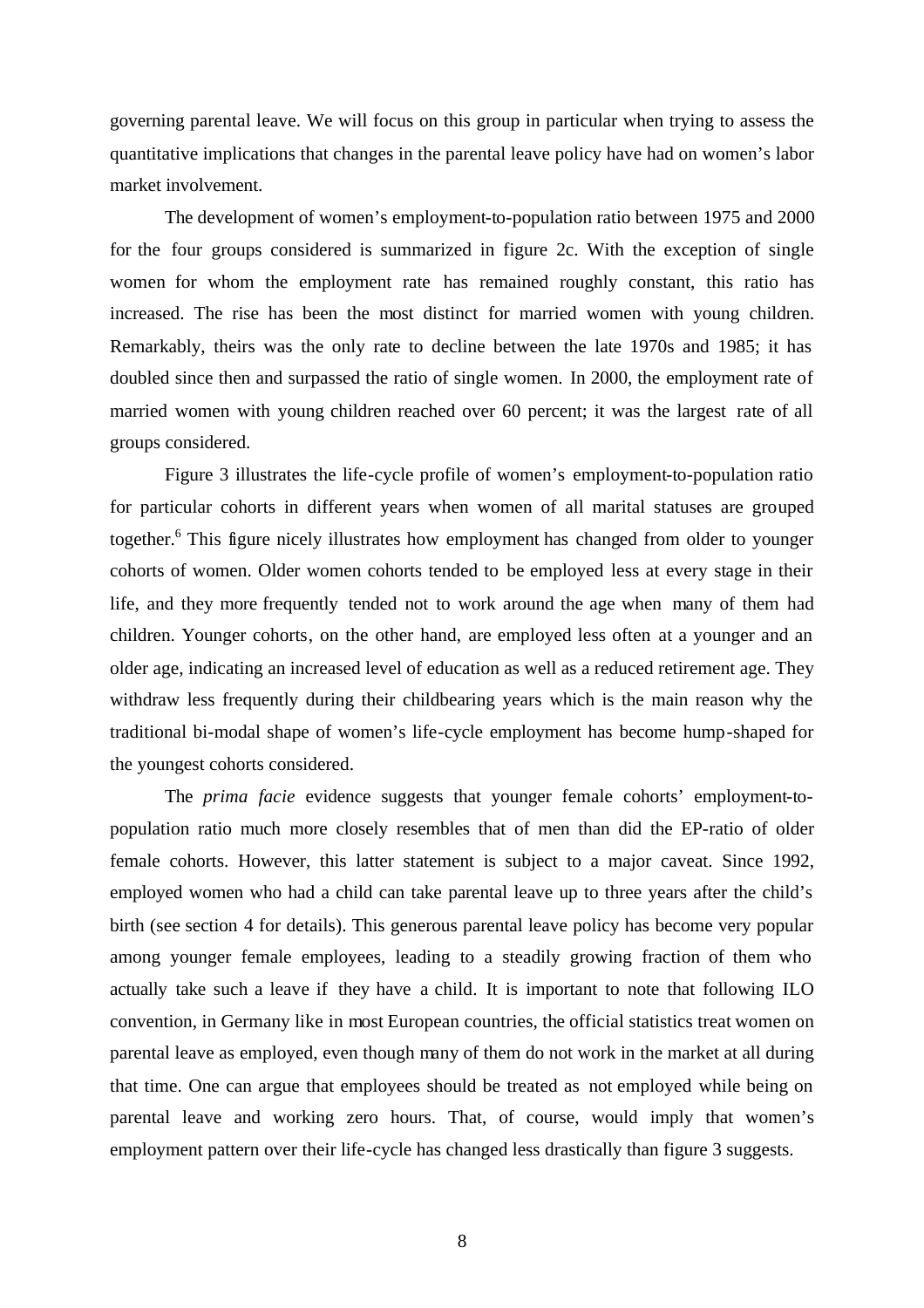governing parental leave. We will focus on this group in particular when trying to assess the quantitative implications that changes in the parental leave policy have had on women's labor market involvement.

The development of women's employment-to-population ratio between 1975 and 2000 for the four groups considered is summarized in figure 2c. With the exception of single women for whom the employment rate has remained roughly constant, this ratio has increased. The rise has been the most distinct for married women with young children. Remarkably, theirs was the only rate to decline between the late 1970s and 1985; it has doubled since then and surpassed the ratio of single women. In 2000, the employment rate of married women with young children reached over 60 percent; it was the largest rate of all groups considered.

Figure 3 illustrates the life-cycle profile of women's employment-to-population ratio for particular cohorts in different years when women of all marital statuses are grouped together.[6] This figure nicely illustrates how employment has changed from older to younger cohorts of women. Older women cohorts tended to be employed less at every stage in their life, and they more frequently tended not to work around the age when many of them had children. Younger cohorts, on the other hand, are employed less often at a younger and an older age, indicating an increased level of education as well as a reduced retirement age. They withdraw less frequently during their childbearing years which is the main reason why the traditional bi-modal shape of women's life-cycle employment has become hump-shaped for the youngest cohorts considered.

The *prima facie* evidence suggests that younger female cohorts' employment-to-population ratio much more closely resembles that of men than did the EP-ratio of older female cohorts. However, this latter statement is subject to a major caveat. Since 1992, employed women who had a child can take parental leave up to three years after the child's birth (see section 4 for details). This generous parental leave policy has become very popular among younger female employees, leading to a steadily growing fraction of them who actually take such a leave if they have a child. It is important to note that following ILO convention, in Germany like in most European countries, the official statistics treat women on parental leave as employed, even though many of them do not work in the market at all during that time. One can argue that employees should be treated as not employed while being on parental leave and working zero hours. That, of course, would imply that women's employment pattern over their life-cycle has changed less drastically than figure 3 suggests.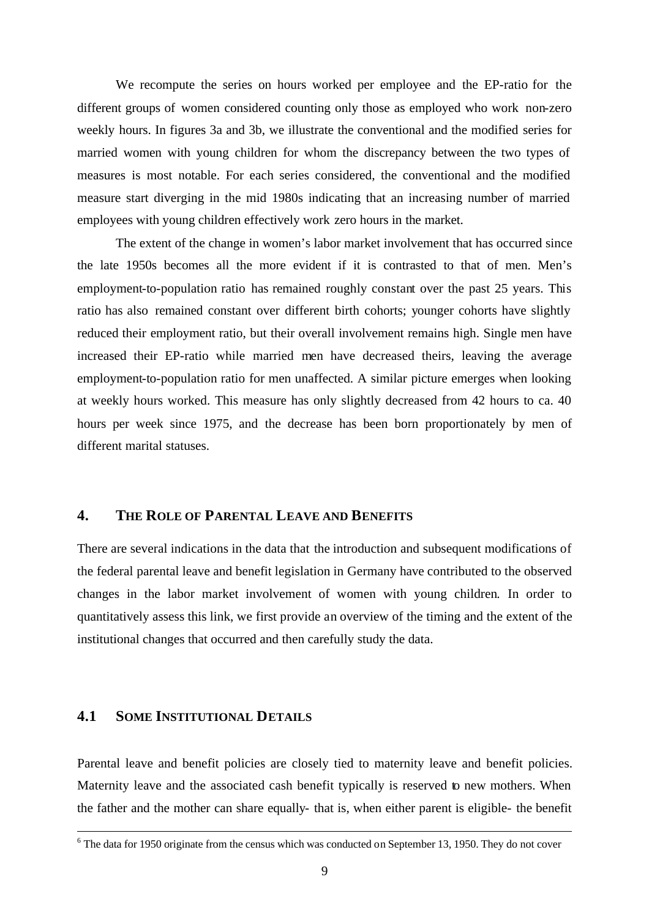We recompute the series on hours worked per employee and the EP-ratio for the different groups of women considered counting only those as employed who work non-zero weekly hours. In figures 3a and 3b, we illustrate the conventional and the modified series for married women with young children for whom the discrepancy between the two types of measures is most notable. For each series considered, the conventional and the modified measure start diverging in the mid 1980s indicating that an increasing number of married employees with young children effectively work zero hours in the market.

The extent of the change in women's labor market involvement that has occurred since the late 1950s becomes all the more evident if it is contrasted to that of men. Men's employment-to-population ratio has remained roughly constant over the past 25 years. This ratio has also remained constant over different birth cohorts; younger cohorts have slightly reduced their employment ratio, but their overall involvement remains high. Single men have increased their EP-ratio while married men have decreased theirs, leaving the average employment-to-population ratio for men unaffected. A similar picture emerges when looking at weekly hours worked. This measure has only slightly decreased from 42 hours to ca. 40 hours per week since 1975, and the decrease has been born proportionately by men of different marital statuses.

## 4. THE ROLE OF PARENTAL LEAVE AND BENEFITS

There are several indications in the data that the introduction and subsequent modifications of the federal parental leave and benefit legislation in Germany have contributed to the observed changes in the labor market involvement of women with young children. In order to quantitatively assess this link, we first provide an overview of the timing and the extent of the institutional changes that occurred and then carefully study the data.

### 4.1 SOME INSTITUTIONAL DETAILS

Parental leave and benefit policies are closely tied to maternity leave and benefit policies. Maternity leave and the associated cash benefit typically is reserved to new mothers. When the father and the mother can share equally- that is, when either parent is eligible- the benefit

---

[6] The data for 1950 originate from the census which was conducted on September 13, 1950. They do not cover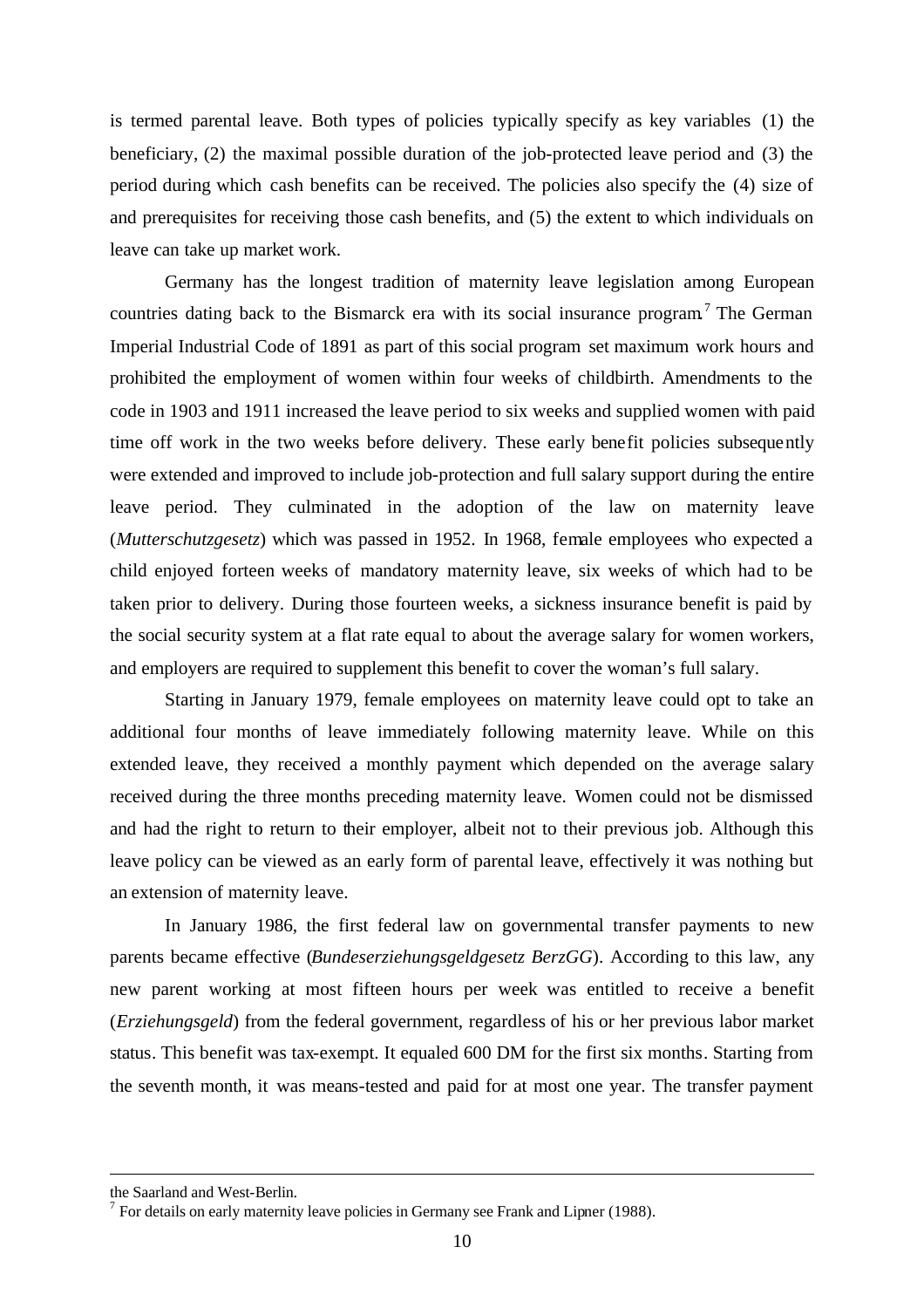is termed parental leave. Both types of policies typically specify as key variables (1) the beneficiary, (2) the maximal possible duration of the job-protected leave period and (3) the period during which cash benefits can be received. The policies also specify the (4) size of and prerequisites for receiving those cash benefits, and (5) the extent to which individuals on leave can take up market work.

Germany has the longest tradition of maternity leave legislation among European countries dating back to the Bismarck era with its social insurance program.[7] The German Imperial Industrial Code of 1891 as part of this social program set maximum work hours and prohibited the employment of women within four weeks of childbirth. Amendments to the code in 1903 and 1911 increased the leave period to six weeks and supplied women with paid time off work in the two weeks before delivery. These early benefit policies subsequently were extended and improved to include job-protection and full salary support during the entire leave period. They culminated in the adoption of the law on maternity leave (*Mutterschutzgesetz*) which was passed in 1952. In 1968, female employees who expected a child enjoyed forteen weeks of mandatory maternity leave, six weeks of which had to be taken prior to delivery. During those fourteen weeks, a sickness insurance benefit is paid by the social security system at a flat rate equal to about the average salary for women workers, and employers are required to supplement this benefit to cover the woman's full salary.

Starting in January 1979, female employees on maternity leave could opt to take an additional four months of leave immediately following maternity leave. While on this extended leave, they received a monthly payment which depended on the average salary received during the three months preceding maternity leave. Women could not be dismissed and had the right to return to their employer, albeit not to their previous job. Although this leave policy can be viewed as an early form of parental leave, effectively it was nothing but an extension of maternity leave.

In January 1986, the first federal law on governmental transfer payments to new parents became effective (*Bundeserziehungsgeldgesetz BerzGG*). According to this law, any new parent working at most fifteen hours per week was entitled to receive a benefit (*Erziehungsgeld*) from the federal government, regardless of his or her previous labor market status. This benefit was tax-exempt. It equaled 600 DM for the first six months. Starting from the seventh month, it was means-tested and paid for at most one year. The transfer payment

---

the Saarland and West-Berlin.

[7] For details on early maternity leave policies in Germany see Frank and Lipner (1988).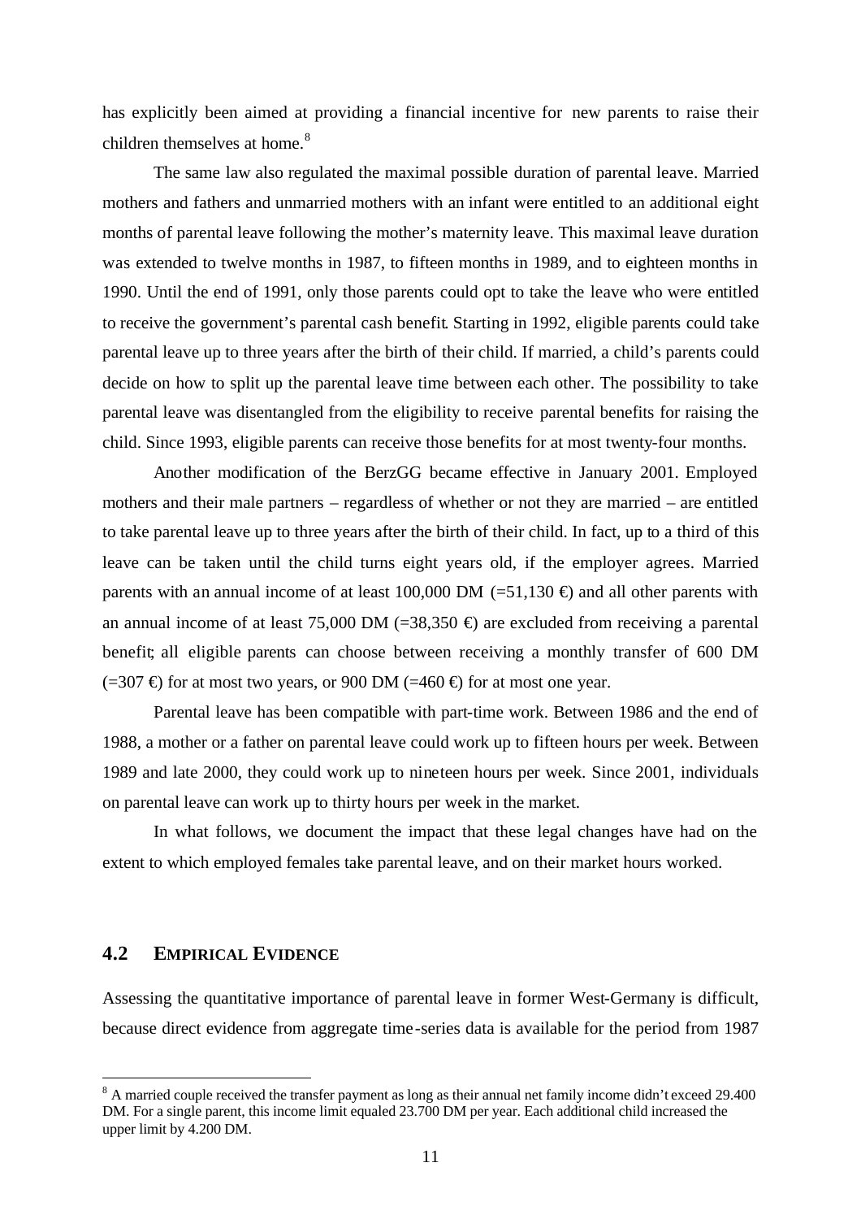has explicitly been aimed at providing a financial incentive for new parents to raise their children themselves at home.[8]

The same law also regulated the maximal possible duration of parental leave. Married mothers and fathers and unmarried mothers with an infant were entitled to an additional eight months of parental leave following the mother's maternity leave. This maximal leave duration was extended to twelve months in 1987, to fifteen months in 1989, and to eighteen months in 1990. Until the end of 1991, only those parents could opt to take the leave who were entitled to receive the government's parental cash benefit. Starting in 1992, eligible parents could take parental leave up to three years after the birth of their child. If married, a child's parents could decide on how to split up the parental leave time between each other. The possibility to take parental leave was disentangled from the eligibility to receive parental benefits for raising the child. Since 1993, eligible parents can receive those benefits for at most twenty-four months.

Another modification of the BerzGG became effective in January 2001. Employed mothers and their male partners – regardless of whether or not they are married – are entitled to take parental leave up to three years after the birth of their child. In fact, up to a third of this leave can be taken until the child turns eight years old, if the employer agrees. Married parents with an annual income of at least 100,000 DM (=51,130 €) and all other parents with an annual income of at least 75,000 DM (=38,350 €) are excluded from receiving a parental benefit; all eligible parents can choose between receiving a monthly transfer of 600 DM (=307 €) for at most two years, or 900 DM (=460 €) for at most one year.

Parental leave has been compatible with part-time work. Between 1986 and the end of 1988, a mother or a father on parental leave could work up to fifteen hours per week. Between 1989 and late 2000, they could work up to nineteen hours per week. Since 2001, individuals on parental leave can work up to thirty hours per week in the market.

In what follows, we document the impact that these legal changes have had on the extent to which employed females take parental leave, and on their market hours worked.

## 4.2 EMPIRICAL EVIDENCE

Assessing the quantitative importance of parental leave in former West-Germany is difficult, because direct evidence from aggregate time-series data is available for the period from 1987

[8] A married couple received the transfer payment as long as their annual net family income didn't exceed 29.400 DM. For a single parent, this income limit equaled 23.700 DM per year. Each additional child increased the upper limit by 4.200 DM.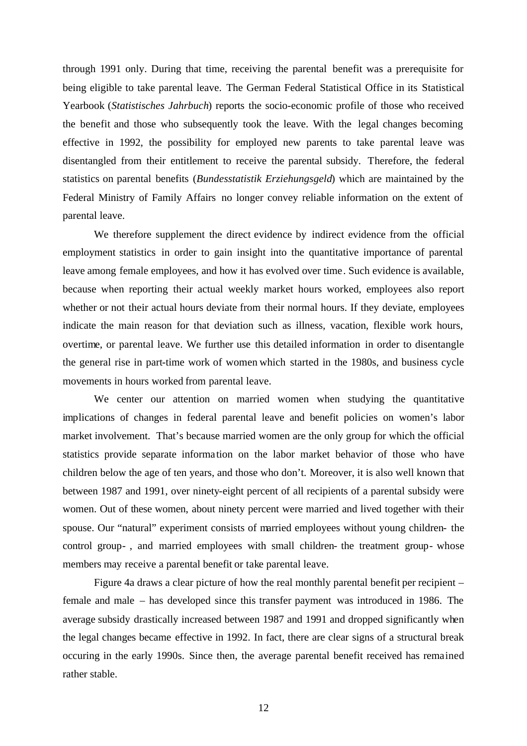through 1991 only. During that time, receiving the parental benefit was a prerequisite for being eligible to take parental leave. The German Federal Statistical Office in its Statistical Yearbook (*Statistisches Jahrbuch*) reports the socio-economic profile of those who received the benefit and those who subsequently took the leave. With the legal changes becoming effective in 1992, the possibility for employed new parents to take parental leave was disentangled from their entitlement to receive the parental subsidy. Therefore, the federal statistics on parental benefits (*Bundesstatistik Erziehungsgeld*) which are maintained by the Federal Ministry of Family Affairs no longer convey reliable information on the extent of parental leave.

We therefore supplement the direct evidence by indirect evidence from the official employment statistics in order to gain insight into the quantitative importance of parental leave among female employees, and how it has evolved over time. Such evidence is available, because when reporting their actual weekly market hours worked, employees also report whether or not their actual hours deviate from their normal hours. If they deviate, employees indicate the main reason for that deviation such as illness, vacation, flexible work hours, overtime, or parental leave. We further use this detailed information in order to disentangle the general rise in part-time work of women which started in the 1980s, and business cycle movements in hours worked from parental leave.

We center our attention on married women when studying the quantitative implications of changes in federal parental leave and benefit policies on women's labor market involvement. That's because married women are the only group for which the official statistics provide separate information on the labor market behavior of those who have children below the age of ten years, and those who don't. Moreover, it is also well known that between 1987 and 1991, over ninety-eight percent of all recipients of a parental subsidy were women. Out of these women, about ninety percent were married and lived together with their spouse. Our "natural" experiment consists of married employees without young children- the control group- , and married employees with small children- the treatment group- whose members may receive a parental benefit or take parental leave.

Figure 4a draws a clear picture of how the real monthly parental benefit per recipient – female and male – has developed since this transfer payment was introduced in 1986. The average subsidy drastically increased between 1987 and 1991 and dropped significantly when the legal changes became effective in 1992. In fact, there are clear signs of a structural break occuring in the early 1990s. Since then, the average parental benefit received has remained rather stable.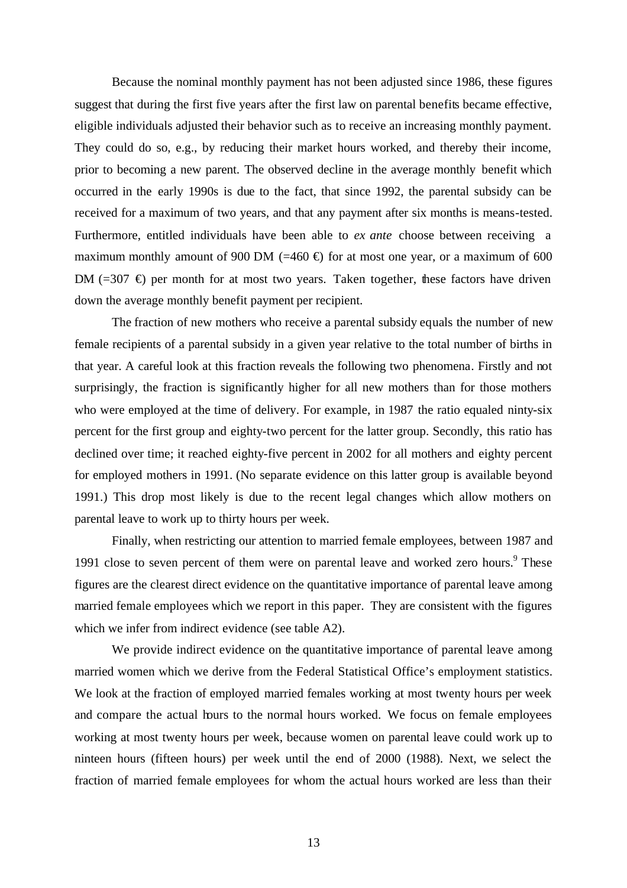Because the nominal monthly payment has not been adjusted since 1986, these figures suggest that during the first five years after the first law on parental benefits became effective, eligible individuals adjusted their behavior such as to receive an increasing monthly payment. They could do so, e.g., by reducing their market hours worked, and thereby their income, prior to becoming a new parent. The observed decline in the average monthly benefit which occurred in the early 1990s is due to the fact, that since 1992, the parental subsidy can be received for a maximum of two years, and that any payment after six months is means-tested. Furthermore, entitled individuals have been able to *ex ante* choose between receiving a maximum monthly amount of 900 DM (=460 €) for at most one year, or a maximum of 600 DM (=307 €) per month for at most two years. Taken together, these factors have driven down the average monthly benefit payment per recipient.

The fraction of new mothers who receive a parental subsidy equals the number of new female recipients of a parental subsidy in a given year relative to the total number of births in that year. A careful look at this fraction reveals the following two phenomena. Firstly and not surprisingly, the fraction is significantly higher for all new mothers than for those mothers who were employed at the time of delivery. For example, in 1987 the ratio equaled ninty-six percent for the first group and eighty-two percent for the latter group. Secondly, this ratio has declined over time; it reached eighty-five percent in 2002 for all mothers and eighty percent for employed mothers in 1991. (No separate evidence on this latter group is available beyond 1991.) This drop most likely is due to the recent legal changes which allow mothers on parental leave to work up to thirty hours per week.

Finally, when restricting our attention to married female employees, between 1987 and 1991 close to seven percent of them were on parental leave and worked zero hours.[9] These figures are the clearest direct evidence on the quantitative importance of parental leave among married female employees which we report in this paper. They are consistent with the figures which we infer from indirect evidence (see table A2).

We provide indirect evidence on the quantitative importance of parental leave among married women which we derive from the Federal Statistical Office's employment statistics. We look at the fraction of employed married females working at most twenty hours per week and compare the actual hours to the normal hours worked. We focus on female employees working at most twenty hours per week, because women on parental leave could work up to ninteen hours (fifteen hours) per week until the end of 2000 (1988). Next, we select the fraction of married female employees for whom the actual hours worked are less than their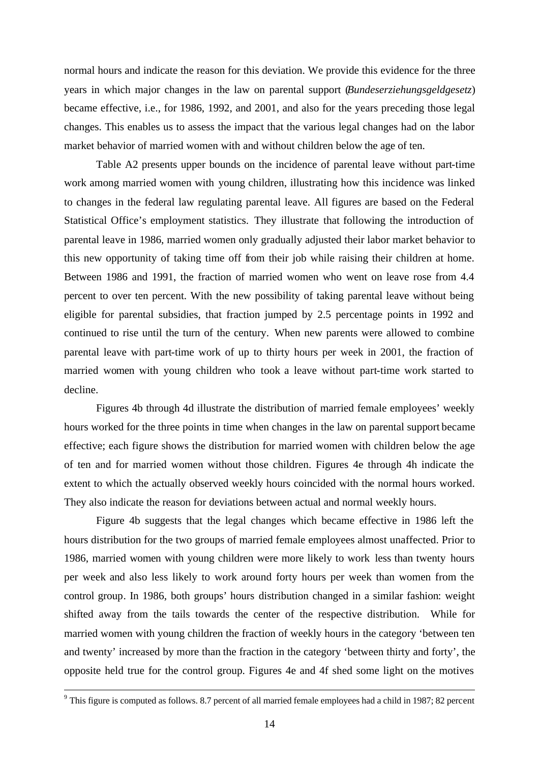normal hours and indicate the reason for this deviation. We provide this evidence for the three years in which major changes in the law on parental support (*Bundeserziehungsgeldgesetz*) became effective, i.e., for 1986, 1992, and 2001, and also for the years preceding those legal changes. This enables us to assess the impact that the various legal changes had on the labor market behavior of married women with and without children below the age of ten.

Table A2 presents upper bounds on the incidence of parental leave without part-time work among married women with young children, illustrating how this incidence was linked to changes in the federal law regulating parental leave. All figures are based on the Federal Statistical Office's employment statistics. They illustrate that following the introduction of parental leave in 1986, married women only gradually adjusted their labor market behavior to this new opportunity of taking time off from their job while raising their children at home. Between 1986 and 1991, the fraction of married women who went on leave rose from 4.4 percent to over ten percent. With the new possibility of taking parental leave without being eligible for parental subsidies, that fraction jumped by 2.5 percentage points in 1992 and continued to rise until the turn of the century. When new parents were allowed to combine parental leave with part-time work of up to thirty hours per week in 2001, the fraction of married women with young children who took a leave without part-time work started to decline.

Figures 4b through 4d illustrate the distribution of married female employees' weekly hours worked for the three points in time when changes in the law on parental support became effective; each figure shows the distribution for married women with children below the age of ten and for married women without those children. Figures 4e through 4h indicate the extent to which the actually observed weekly hours coincided with the normal hours worked. They also indicate the reason for deviations between actual and normal weekly hours.

Figure 4b suggests that the legal changes which became effective in 1986 left the hours distribution for the two groups of married female employees almost unaffected. Prior to 1986, married women with young children were more likely to work less than twenty hours per week and also less likely to work around forty hours per week than women from the control group. In 1986, both groups' hours distribution changed in a similar fashion: weight shifted away from the tails towards the center of the respective distribution. While for married women with young children the fraction of weekly hours in the category 'between ten and twenty' increased by more than the fraction in the category 'between thirty and forty', the opposite held true for the control group. Figures 4e and 4f shed some light on the motives

[9] This figure is computed as follows. 8.7 percent of all married female employees had a child in 1987; 82 percent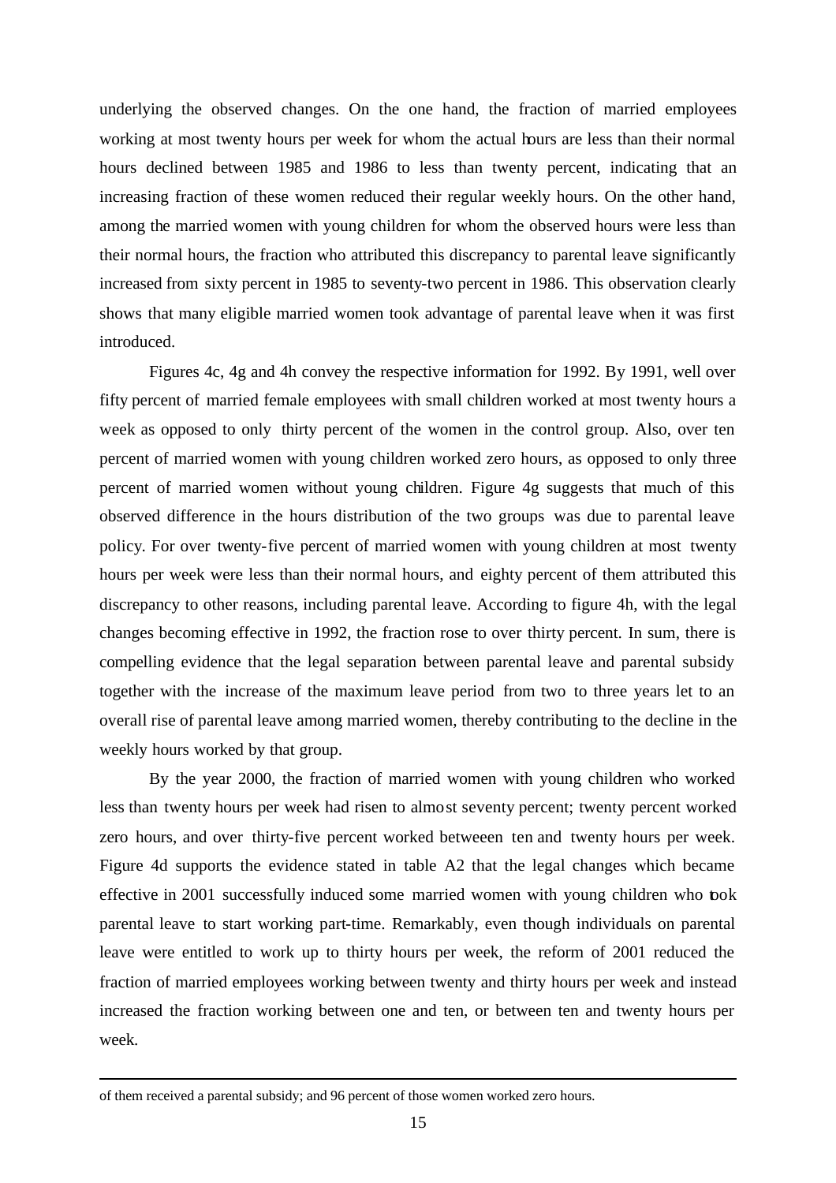underlying the observed changes. On the one hand, the fraction of married employees working at most twenty hours per week for whom the actual hours are less than their normal hours declined between 1985 and 1986 to less than twenty percent, indicating that an increasing fraction of these women reduced their regular weekly hours. On the other hand, among the married women with young children for whom the observed hours were less than their normal hours, the fraction who attributed this discrepancy to parental leave significantly increased from sixty percent in 1985 to seventy-two percent in 1986. This observation clearly shows that many eligible married women took advantage of parental leave when it was first introduced.

Figures 4c, 4g and 4h convey the respective information for 1992. By 1991, well over fifty percent of married female employees with small children worked at most twenty hours a week as opposed to only thirty percent of the women in the control group. Also, over ten percent of married women with young children worked zero hours, as opposed to only three percent of married women without young children. Figure 4g suggests that much of this observed difference in the hours distribution of the two groups was due to parental leave policy. For over twenty-five percent of married women with young children at most twenty hours per week were less than their normal hours, and eighty percent of them attributed this discrepancy to other reasons, including parental leave. According to figure 4h, with the legal changes becoming effective in 1992, the fraction rose to over thirty percent. In sum, there is compelling evidence that the legal separation between parental leave and parental subsidy together with the increase of the maximum leave period from two to three years let to an overall rise of parental leave among married women, thereby contributing to the decline in the weekly hours worked by that group.

By the year 2000, the fraction of married women with young children who worked less than twenty hours per week had risen to almost seventy percent; twenty percent worked zero hours, and over thirty-five percent worked betweeen ten and twenty hours per week. Figure 4d supports the evidence stated in table A2 that the legal changes which became effective in 2001 successfully induced some married women with young children who took parental leave to start working part-time. Remarkably, even though individuals on parental leave were entitled to work up to thirty hours per week, the reform of 2001 reduced the fraction of married employees working between twenty and thirty hours per week and instead increased the fraction working between one and ten, or between ten and twenty hours per week.

---

of them received a parental subsidy; and 96 percent of those women worked zero hours.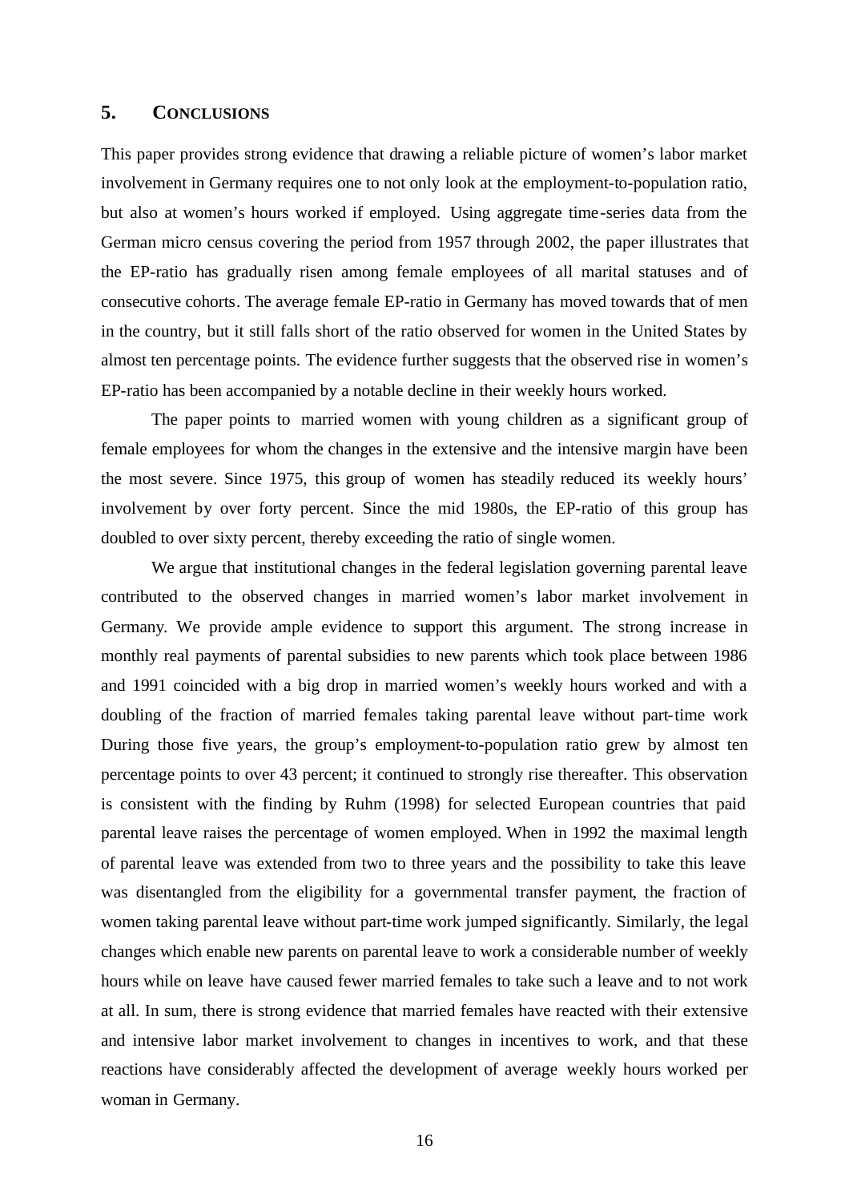## 5. CONCLUSIONS

This paper provides strong evidence that drawing a reliable picture of women's labor market involvement in Germany requires one to not only look at the employment-to-population ratio, but also at women's hours worked if employed. Using aggregate time-series data from the German micro census covering the period from 1957 through 2002, the paper illustrates that the EP-ratio has gradually risen among female employees of all marital statuses and of consecutive cohorts. The average female EP-ratio in Germany has moved towards that of men in the country, but it still falls short of the ratio observed for women in the United States by almost ten percentage points. The evidence further suggests that the observed rise in women's EP-ratio has been accompanied by a notable decline in their weekly hours worked.

The paper points to married women with young children as a significant group of female employees for whom the changes in the extensive and the intensive margin have been the most severe. Since 1975, this group of women has steadily reduced its weekly hours' involvement by over forty percent. Since the mid 1980s, the EP-ratio of this group has doubled to over sixty percent, thereby exceeding the ratio of single women.

We argue that institutional changes in the federal legislation governing parental leave contributed to the observed changes in married women's labor market involvement in Germany. We provide ample evidence to support this argument. The strong increase in monthly real payments of parental subsidies to new parents which took place between 1986 and 1991 coincided with a big drop in married women's weekly hours worked and with a doubling of the fraction of married females taking parental leave without part-time work During those five years, the group's employment-to-population ratio grew by almost ten percentage points to over 43 percent; it continued to strongly rise thereafter. This observation is consistent with the finding by Ruhm (1998) for selected European countries that paid parental leave raises the percentage of women employed. When in 1992 the maximal length of parental leave was extended from two to three years and the possibility to take this leave was disentangled from the eligibility for a governmental transfer payment, the fraction of women taking parental leave without part-time work jumped significantly. Similarly, the legal changes which enable new parents on parental leave to work a considerable number of weekly hours while on leave have caused fewer married females to take such a leave and to not work at all. In sum, there is strong evidence that married females have reacted with their extensive and intensive labor market involvement to changes in incentives to work, and that these reactions have considerably affected the development of average weekly hours worked per woman in Germany.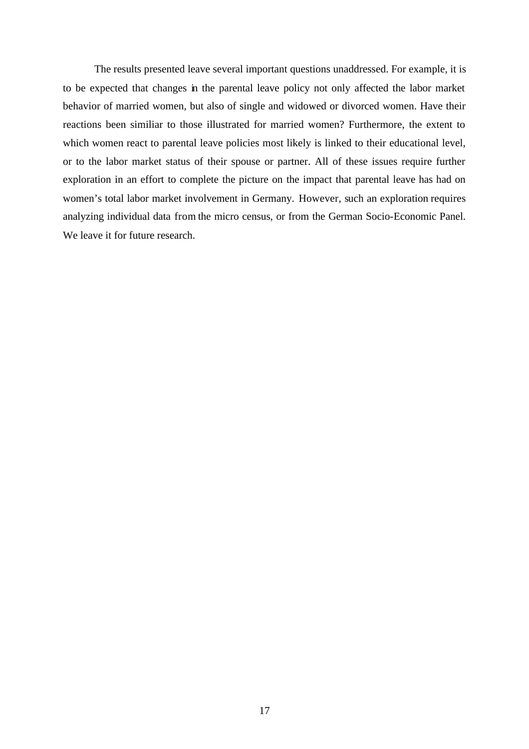The results presented leave several important questions unaddressed. For example, it is to be expected that changes in the parental leave policy not only affected the labor market behavior of married women, but also of single and widowed or divorced women. Have their reactions been similiar to those illustrated for married women? Furthermore, the extent to which women react to parental leave policies most likely is linked to their educational level, or to the labor market status of their spouse or partner. All of these issues require further exploration in an effort to complete the picture on the impact that parental leave has had on women's total labor market involvement in Germany. However, such an exploration requires analyzing individual data from the micro census, or from the German Socio-Economic Panel. We leave it for future research.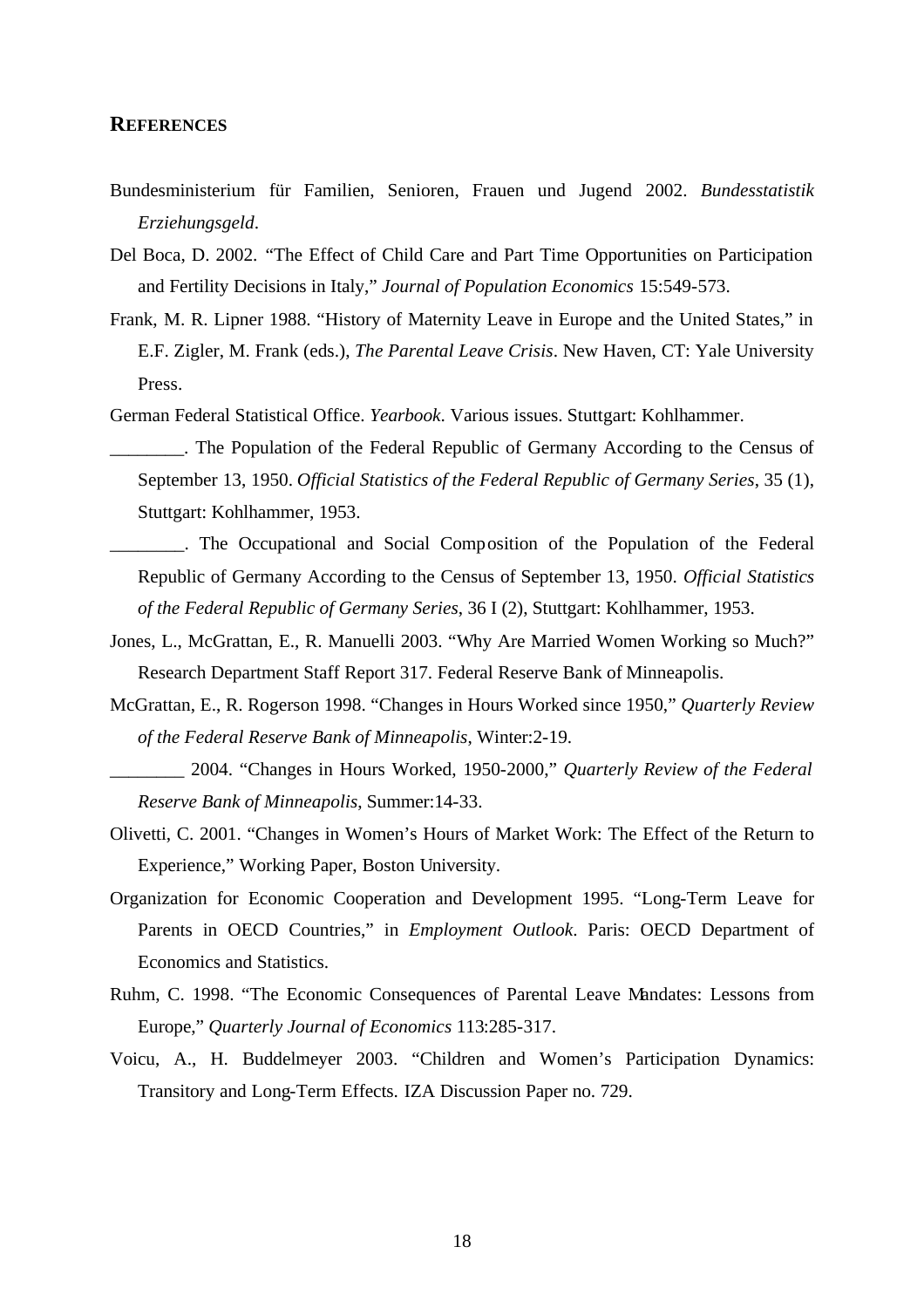## REFERENCES

Bundesministerium für Familien, Senioren, Frauen und Jugend 2002. *Bundesstatistik Erziehungsgeld*.

Del Boca, D. 2002. "The Effect of Child Care and Part Time Opportunities on Participation and Fertility Decisions in Italy," *Journal of Population Economics* 15:549-573.

Frank, M. R. Lipner 1988. "History of Maternity Leave in Europe and the United States," in E.F. Zigler, M. Frank (eds.), *The Parental Leave Crisis*. New Haven, CT: Yale University Press.

German Federal Statistical Office. *Yearbook*. Various issues. Stuttgart: Kohlhammer.

________. The Population of the Federal Republic of Germany According to the Census of September 13, 1950. *Official Statistics of the Federal Republic of Germany Series*, 35 (1), Stuttgart: Kohlhammer, 1953.

________. The Occupational and Social Composition of the Population of the Federal Republic of Germany According to the Census of September 13, 1950. *Official Statistics of the Federal Republic of Germany Series*, 36 I (2), Stuttgart: Kohlhammer, 1953.

Jones, L., McGrattan, E., R. Manuelli 2003. "Why Are Married Women Working so Much?" Research Department Staff Report 317. Federal Reserve Bank of Minneapolis.

McGrattan, E., R. Rogerson 1998. "Changes in Hours Worked since 1950," *Quarterly Review of the Federal Reserve Bank of Minneapolis*, Winter:2-19.

________ 2004. "Changes in Hours Worked, 1950-2000," *Quarterly Review of the Federal Reserve Bank of Minneapolis*, Summer:14-33.

Olivetti, C. 2001. "Changes in Women's Hours of Market Work: The Effect of the Return to Experience," Working Paper, Boston University.

Organization for Economic Cooperation and Development 1995. "Long-Term Leave for Parents in OECD Countries," in *Employment Outlook*. Paris: OECD Department of Economics and Statistics.

Ruhm, C. 1998. "The Economic Consequences of Parental Leave Mandates: Lessons from Europe," *Quarterly Journal of Economics* 113:285-317.

Voicu, A., H. Buddelmeyer 2003. "Children and Women's Participation Dynamics: Transitory and Long-Term Effects. IZA Discussion Paper no. 729.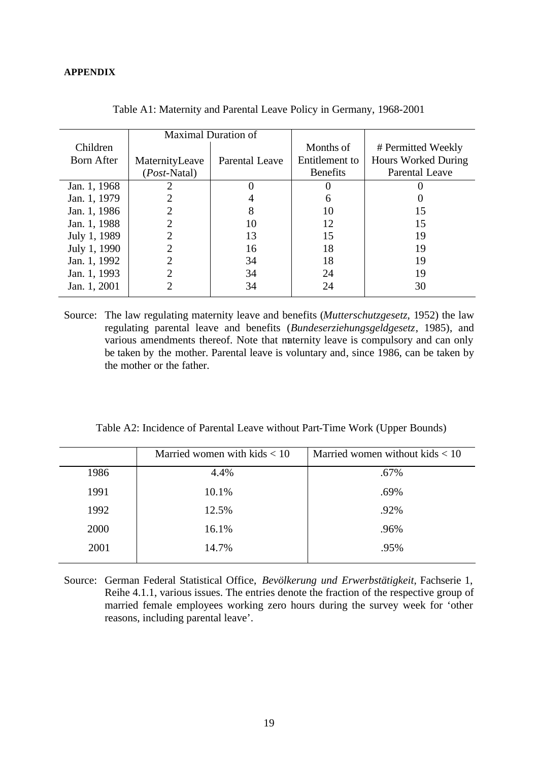**APPENDIX**

Table A1: Maternity and Parental Leave Policy in Germany, 1968-2001

| Children Born After | Maximal Duration of | | Months of Entitlement to Benefits | # Permitted Weekly Hours Worked During Parental Leave |
|---|---|---|---|---|
| | MaternityLeave (*Post*-Natal) | Parental Leave | | |
| Jan. 1, 1968 | 2 | 0 | 0 | 0 |
| Jan. 1, 1979 | 2 | 4 | 6 | 0 |
| Jan. 1, 1986 | 2 | 8 | 10 | 15 |
| Jan. 1, 1988 | 2 | 10 | 12 | 15 |
| July 1, 1989 | 2 | 13 | 15 | 19 |
| July 1, 1990 | 2 | 16 | 18 | 19 |
| Jan. 1, 1992 | 2 | 34 | 18 | 19 |
| Jan. 1, 1993 | 2 | 34 | 24 | 19 |
| Jan. 1, 2001 | 2 | 34 | 24 | 30 |

Source: The law regulating maternity leave and benefits (*Mutterschutzgesetz*, 1952) the law regulating parental leave and benefits (*Bundeserziehungsgeldgesetz*, 1985), and various amendments thereof. Note that maternity leave is compulsory and can only be taken by the mother. Parental leave is voluntary and, since 1986, can be taken by the mother or the father.

Table A2: Incidence of Parental Leave without Part-Time Work (Upper Bounds)

| | Married women with kids < 10 | Married women without kids < 10 |
|---|---|---|
| 1986 | 4.4% | .67% |
| 1991 | 10.1% | .69% |
| 1992 | 12.5% | .92% |
| 2000 | 16.1% | .96% |
| 2001 | 14.7% | .95% |

Source: German Federal Statistical Office, *Bevölkerung und Erwerbstätigkeit*, Fachserie 1, Reihe 4.1.1, various issues. The entries denote the fraction of the respective group of married female employees working zero hours during the survey week for 'other reasons, including parental leave'.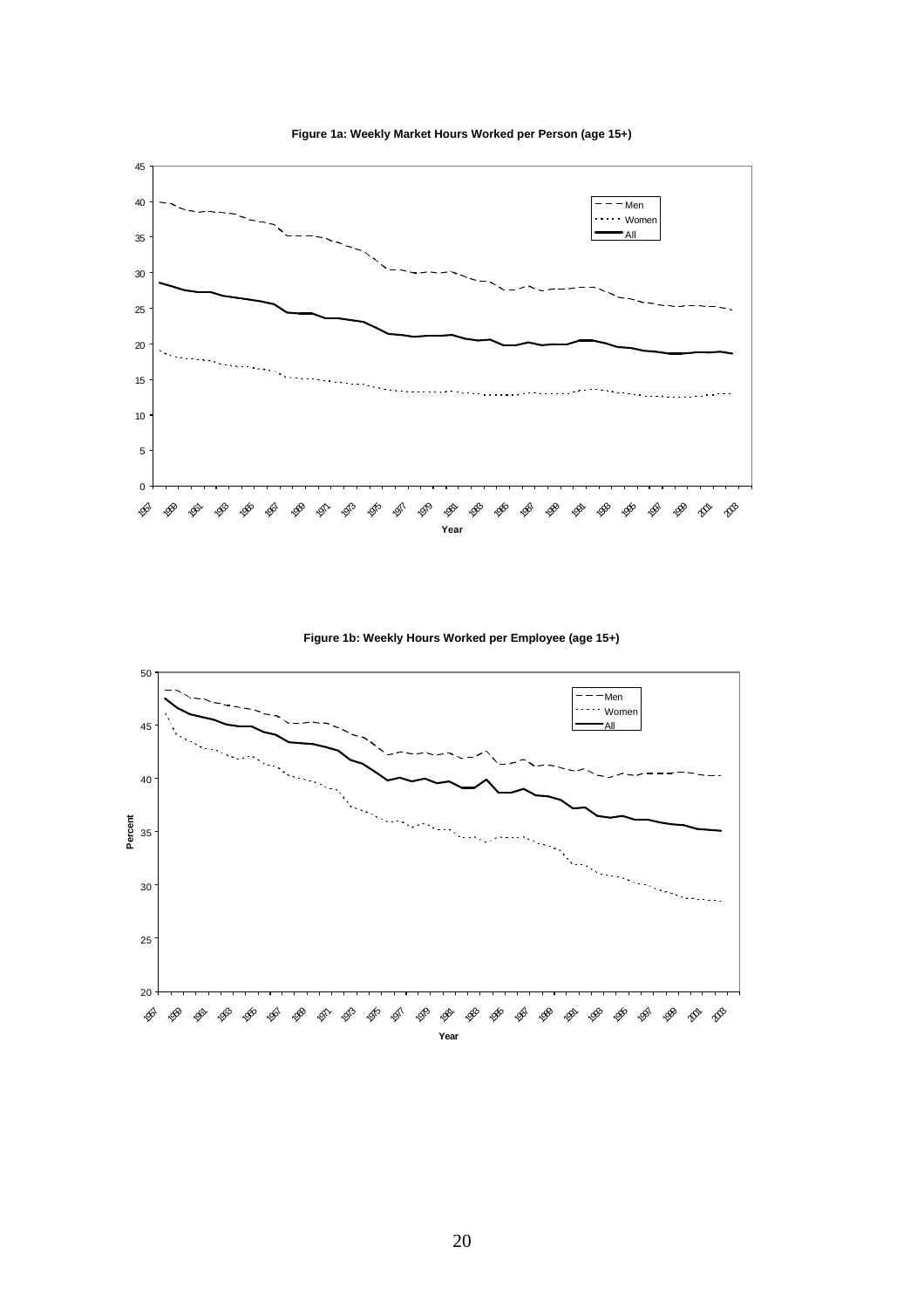**Figure 1a: Weekly Market Hours Worked per Person (age 15+)**

**Figure 1b: Weekly Hours Worked per Employee (age 15+)**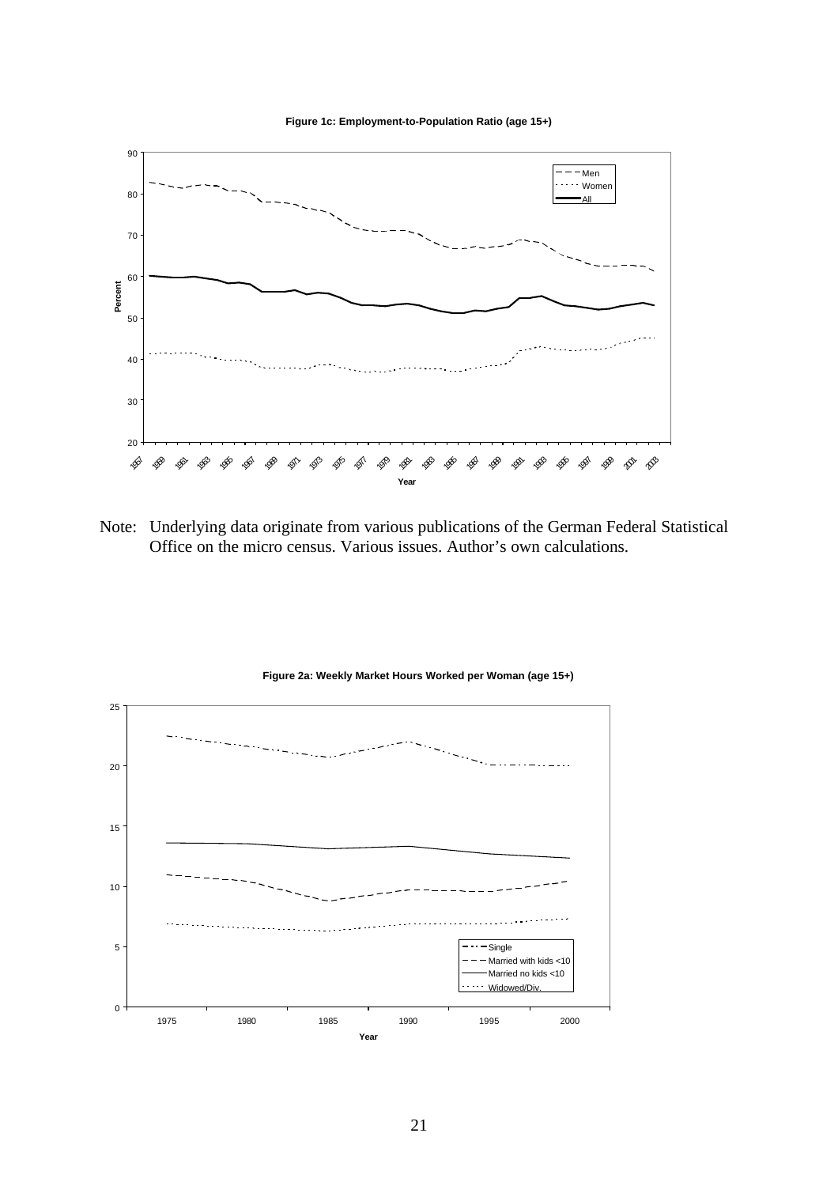**Figure 1c: Employment-to-Population Ratio (age 15+)**

Note: Underlying data originate from various publications of the German Federal Statistical Office on the micro census. Various issues. Author's own calculations.

**Figure 2a: Weekly Market Hours Worked per Woman (age 15+)**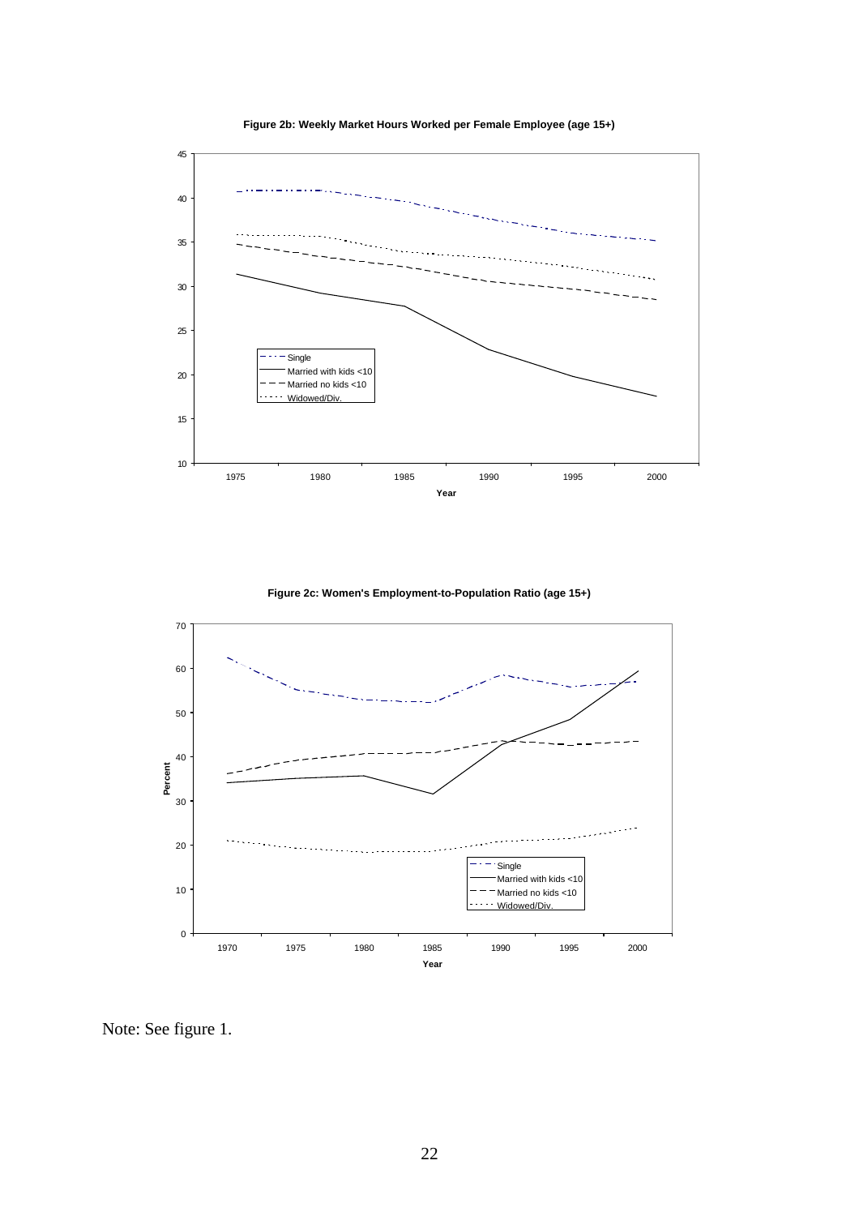**Figure 2b: Weekly Market Hours Worked per Female Employee (age 15+)**

**Figure 2c: Women's Employment-to-Population Ratio (age 15+)**

Note: See figure 1.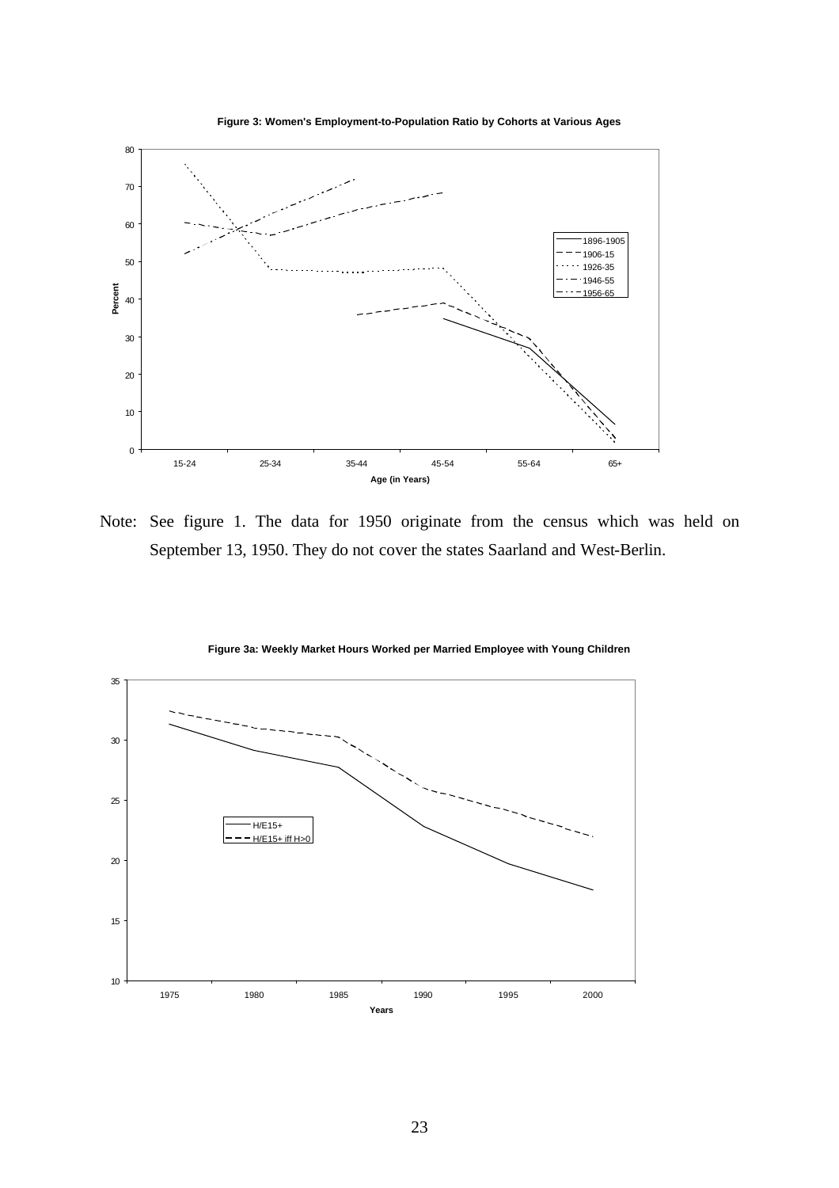**Figure 3: Women's Employment-to-Population Ratio by Cohorts at Various Ages**

Note: See figure 1. The data for 1950 originate from the census which was held on September 13, 1950. They do not cover the states Saarland and West-Berlin.

**Figure 3a: Weekly Market Hours Worked per Married Employee with Young Children**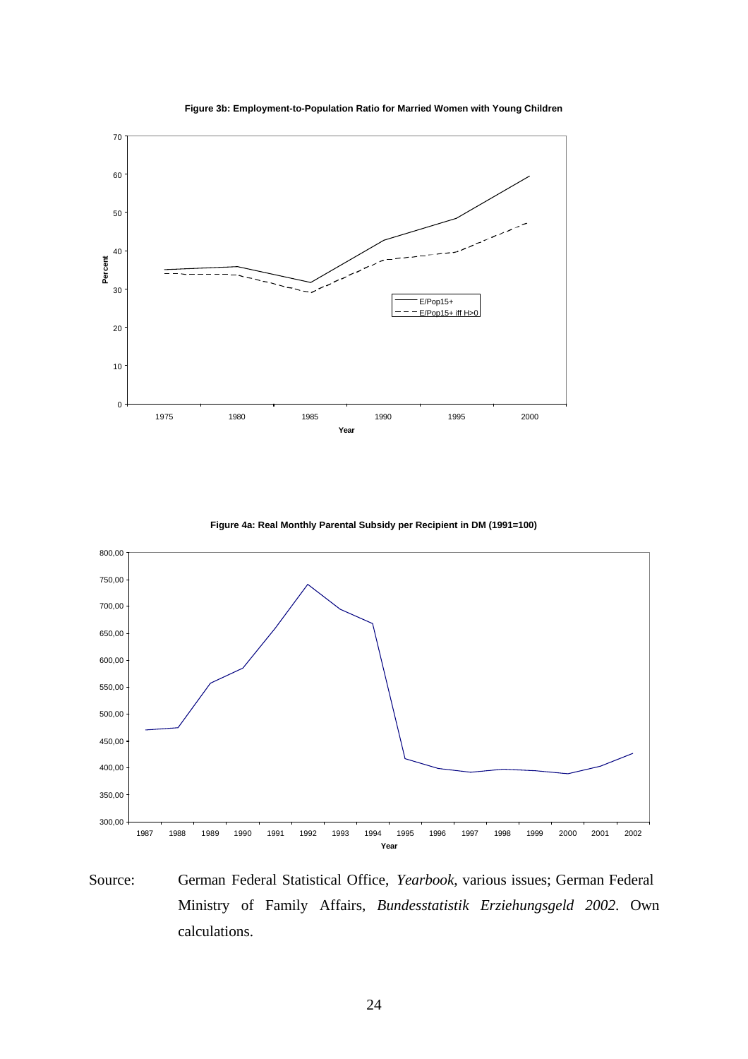**Figure 3b: Employment-to-Population Ratio for Married Women with Young Children**

**Figure 4a: Real Monthly Parental Subsidy per Recipient in DM (1991=100)**

Source: German Federal Statistical Office, *Yearbook*, various issues; German Federal Ministry of Family Affairs, *Bundesstatistik Erziehungsgeld 2002*. Own calculations.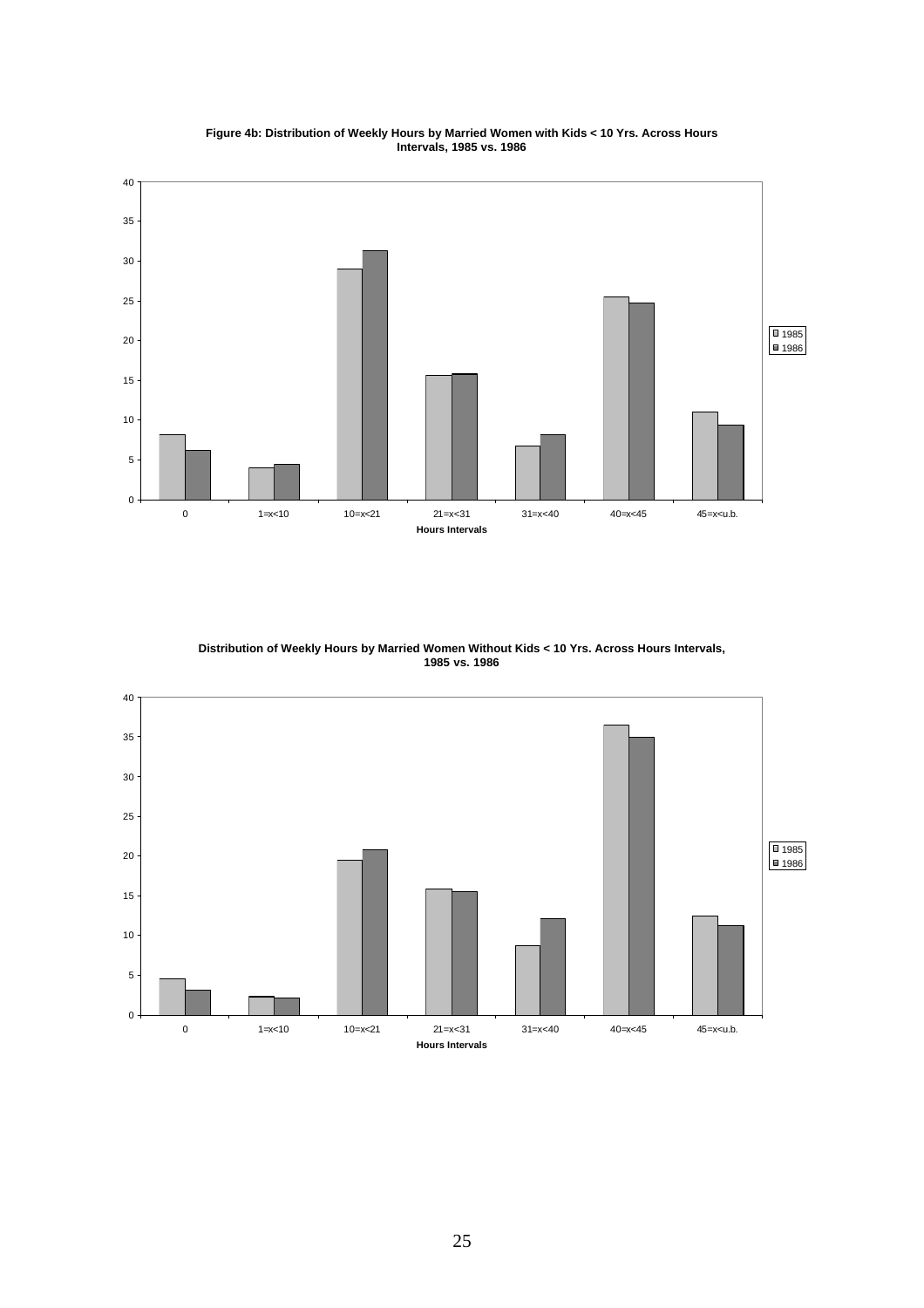**Figure 4b: Distribution of Weekly Hours by Married Women with Kids < 10 Yrs. Across Hours Intervals, 1985 vs. 1986**

**Distribution of Weekly Hours by Married Women Without Kids < 10 Yrs. Across Hours Intervals, 1985 vs. 1986**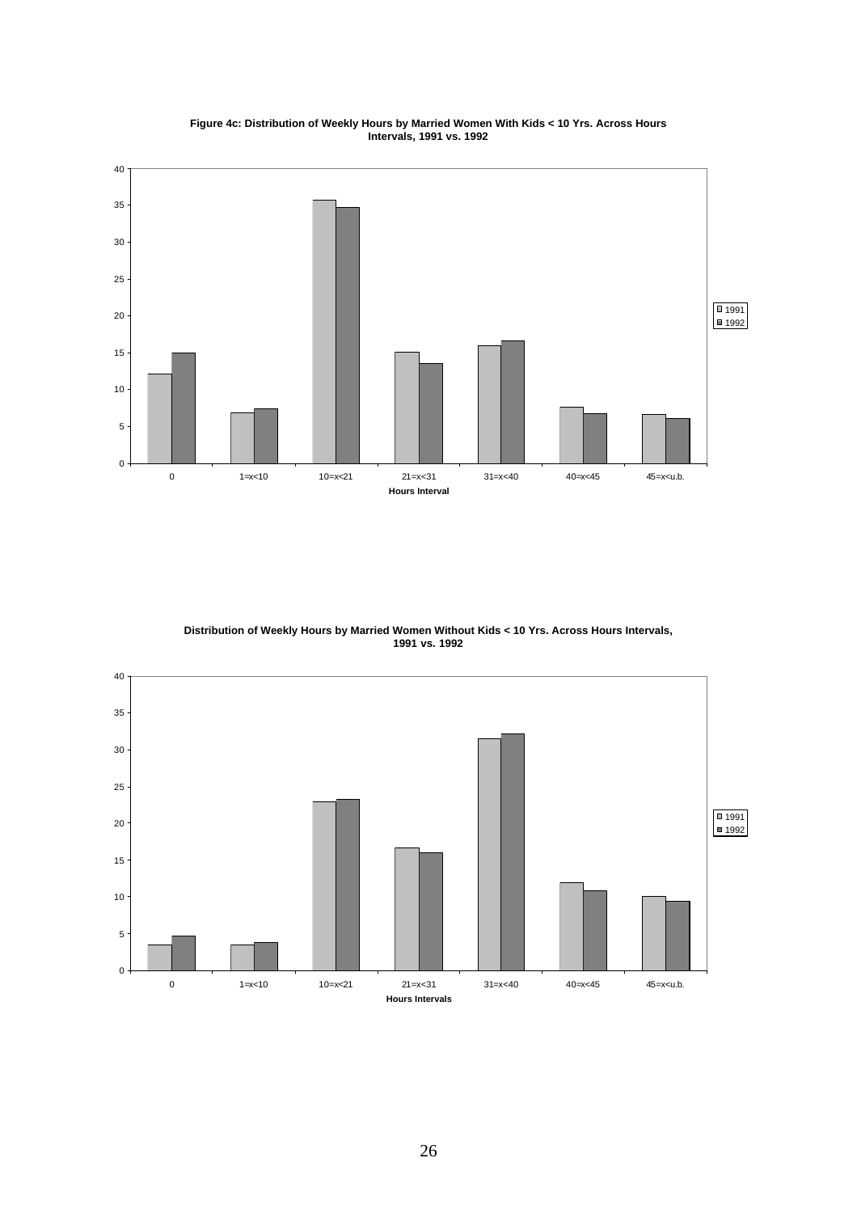**Figure 4c: Distribution of Weekly Hours by Married Women With Kids < 10 Yrs. Across Hours Intervals, 1991 vs. 1992**

**Distribution of Weekly Hours by Married Women Without Kids < 10 Yrs. Across Hours Intervals, 1991 vs. 1992**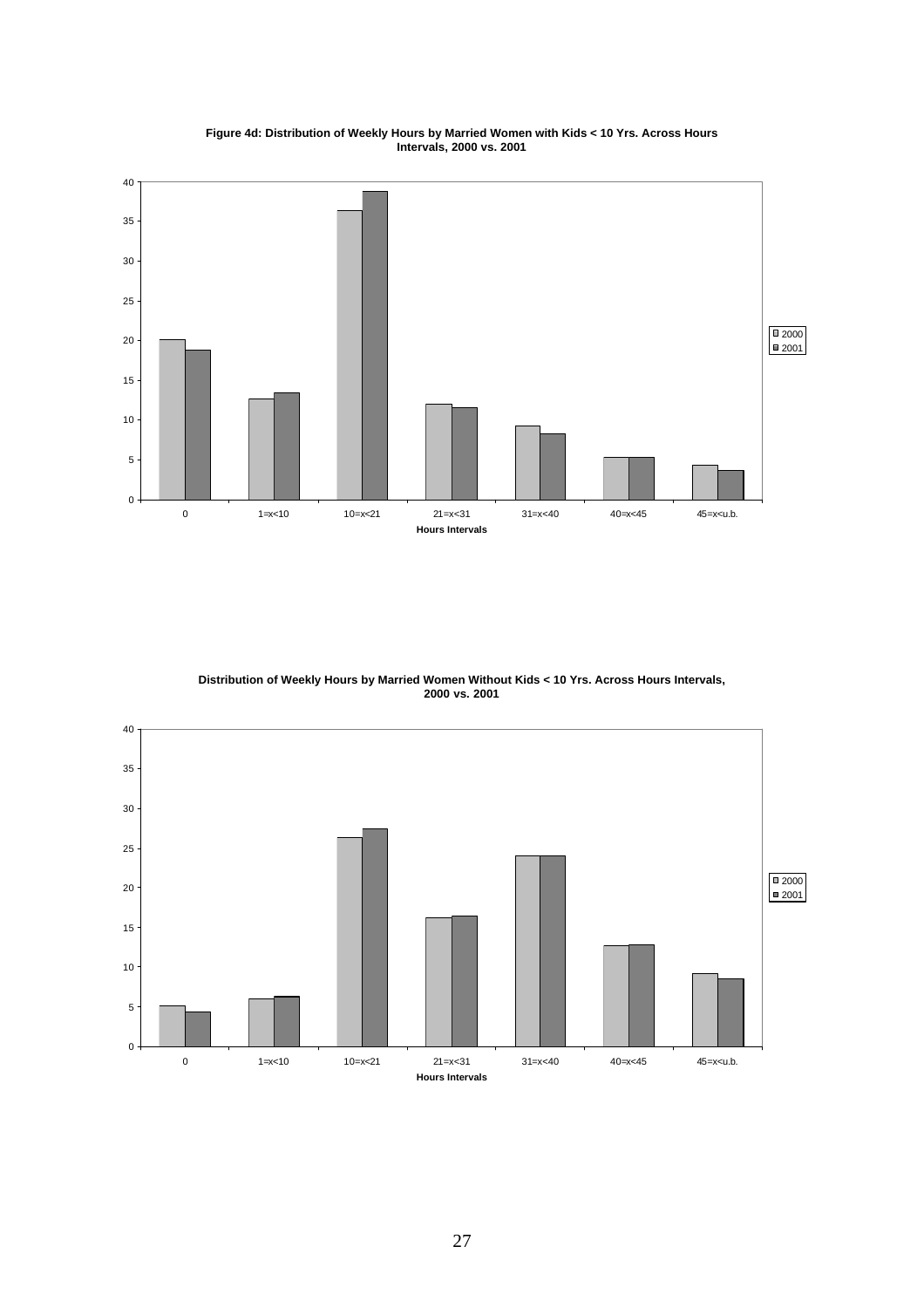**Figure 4d: Distribution of Weekly Hours by Married Women with Kids < 10 Yrs. Across Hours Intervals, 2000 vs. 2001**

**Distribution of Weekly Hours by Married Women Without Kids < 10 Yrs. Across Hours Intervals, 2000 vs. 2001**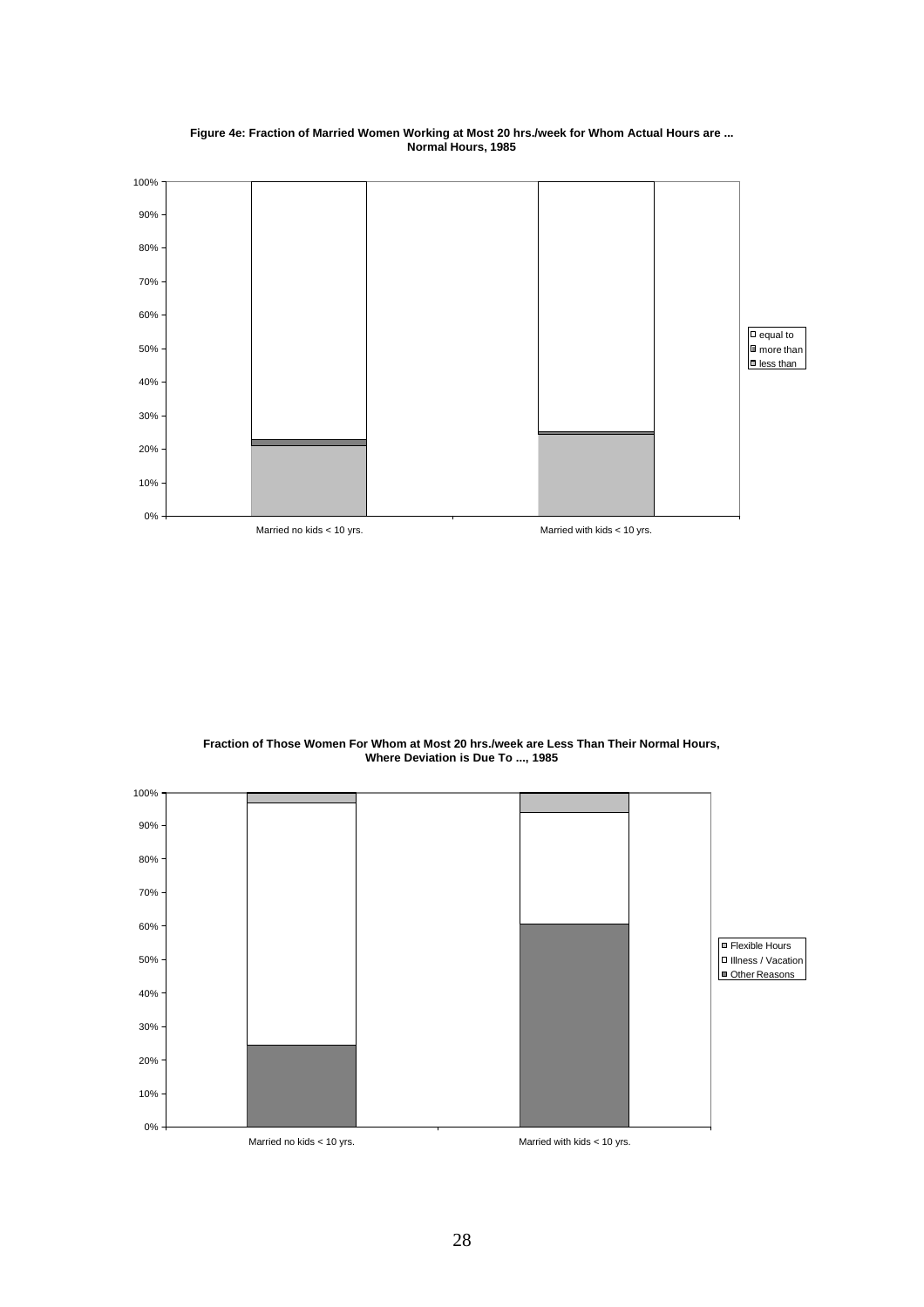**Figure 4e: Fraction of Married Women Working at Most 20 hrs./week for Whom Actual Hours are ... Normal Hours, 1985**

100%
90%
80%
70%
60%
50%
40%
30%
20%
10%
0%

Married no kids < 10 yrs. | Married with kids < 10 yrs.

- equal to
- more than
- less than

**Fraction of Those Women For Whom at Most 20 hrs./week are Less Than Their Normal Hours, Where Deviation is Due To ..., 1985**

100%
90%
80%
70%
60%
50%
40%
30%
20%
10%
0%

Married no kids < 10 yrs. | Married with kids < 10 yrs.

- Flexible Hours
- Illness / Vacation
- Other Reasons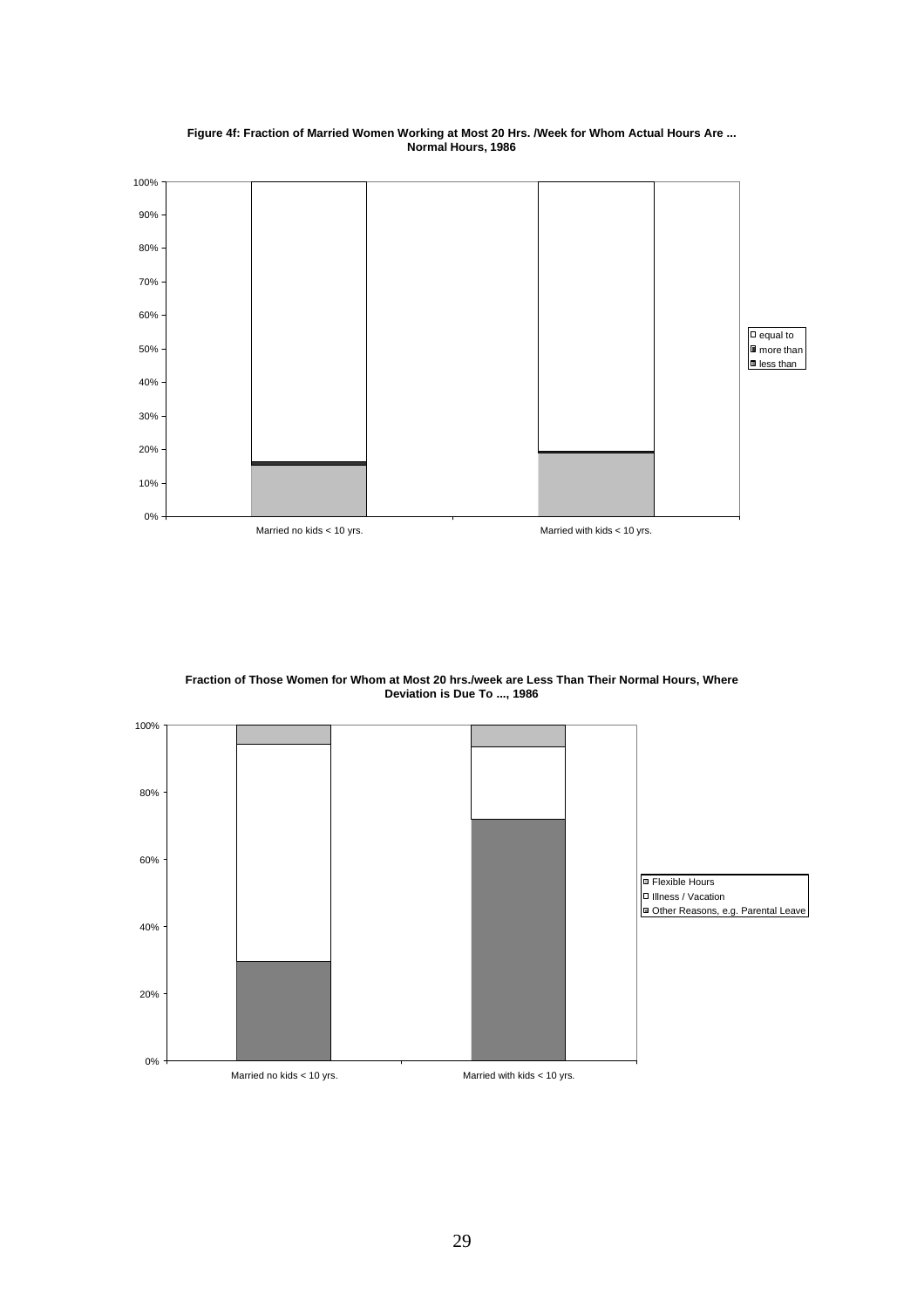**Figure 4f: Fraction of Married Women Working at Most 20 Hrs. /Week for Whom Actual Hours Are ... Normal Hours, 1986**

**Fraction of Those Women for Whom at Most 20 hrs./week are Less Than Their Normal Hours, Where Deviation is Due To ..., 1986**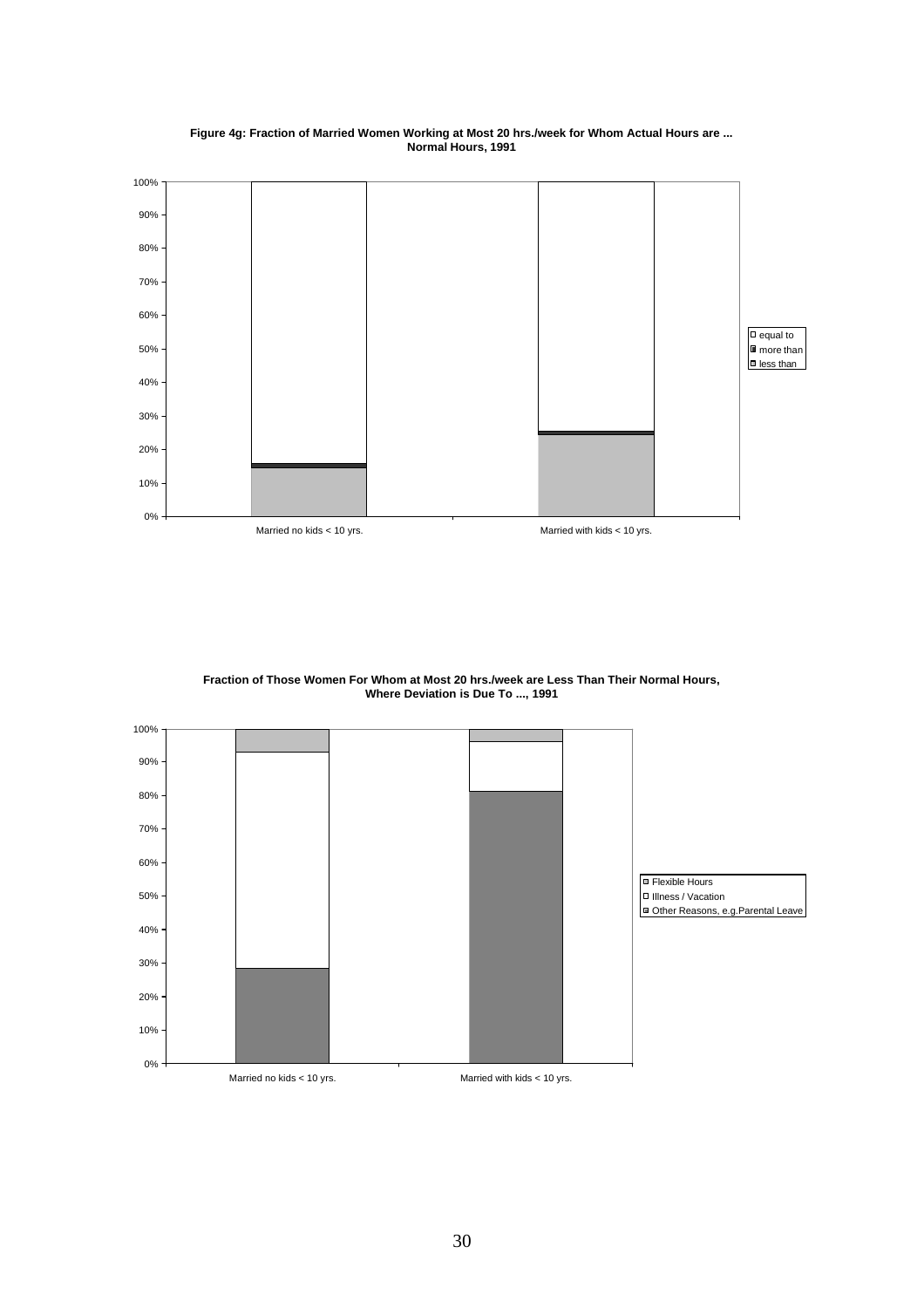**Figure 4g: Fraction of Married Women Working at Most 20 hrs./week for Whom Actual Hours are ... Normal Hours, 1991**

**Fraction of Those Women For Whom at Most 20 hrs./week are Less Than Their Normal Hours, Where Deviation is Due To ..., 1991**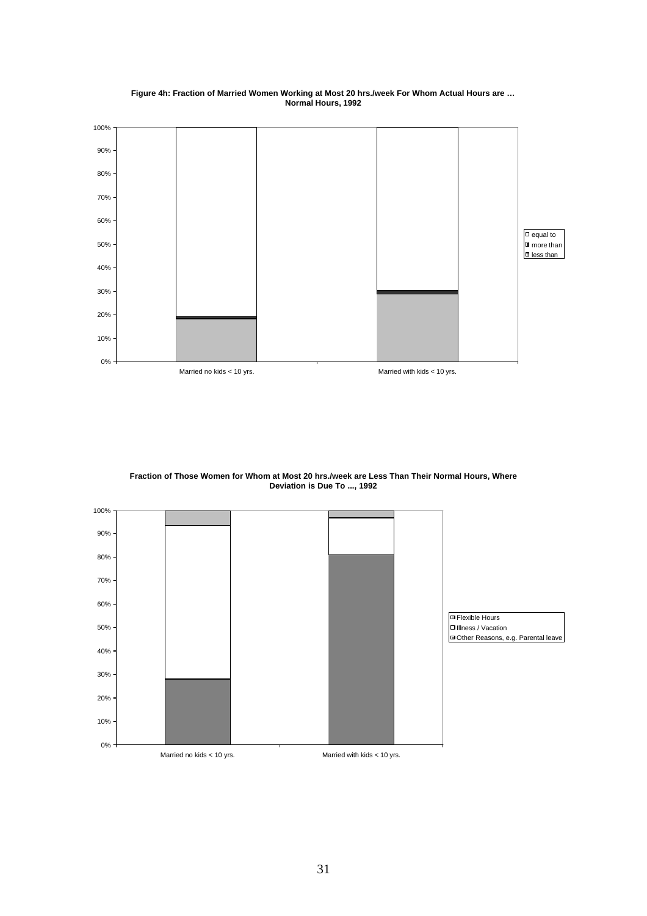**Figure 4h: Fraction of Married Women Working at Most 20 hrs./week For Whom Actual Hours are … Normal Hours, 1992**

100%
90%
80%
70%
60%
50%
40%
30%
20%
10%
0%

Married no kids < 10 yrs.
Married with kids < 10 yrs.

equal to
more than
less than

**Fraction of Those Women for Whom at Most 20 hrs./week are Less Than Their Normal Hours, Where Deviation is Due To ..., 1992**

100%
90%
80%
70%
60%
50%
40%
30%
20%
10%
0%

Married no kids < 10 yrs.
Married with kids < 10 yrs.

Flexible Hours
Illness / Vacation
Other Reasons, e.g. Parental leave